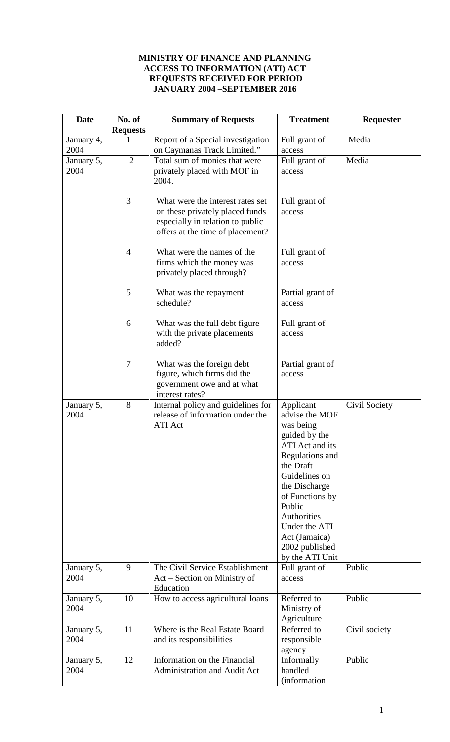**MINISTRY OF FINANCE AND PLANNING**
**ACCESS TO INFORMATION (ATI) ACT**
**REQUESTS RECEIVED FOR PERIOD**
**JANUARY 2004 –SEPTEMBER 2016**

| Date | No. of Requests | Summary of Requests | Treatment | Requester |
|---|---|---|---|---|
| January 4, 2004 | 1 | Report of a Special investigation on Caymanas Track Limited." | Full grant of access | Media |
| January 5, 2004 | 2 | Total sum of monies that were privately placed with MOF in 2004. | Full grant of access | Media |
| | 3 | What were the interest rates set on these privately placed funds especially in relation to public offers at the time of placement? | Full grant of access | |
| | 4 | What were the names of the firms which the money was privately placed through? | Full grant of access | |
| | 5 | What was the repayment schedule? | Partial grant of access | |
| | 6 | What was the full debt figure with the private placements added? | Full grant of access | |
| | 7 | What was the foreign debt figure, which firms did the government owe and at what interest rates? | Partial grant of access | |
| January 5, 2004 | 8 | Internal policy and guidelines for release of information under the ATI Act | Applicant advise the MOF was being guided by the ATI Act and its Regulations and the Draft Guidelines on the Discharge of Functions by Public Authorities Under the ATI Act (Jamaica) 2002 published by the ATI Unit | Civil Society |
| January 5, 2004 | 9 | The Civil Service Establishment Act – Section on Ministry of Education | Full grant of access | Public |
| January 5, 2004 | 10 | How to access agricultural loans | Referred to Ministry of Agriculture | Public |
| January 5, 2004 | 11 | Where is the Real Estate Board and its responsibilities | Referred to responsible agency | Civil society |
| January 5, 2004 | 12 | Information on the Financial Administration and Audit Act | Informally handled (information | Public |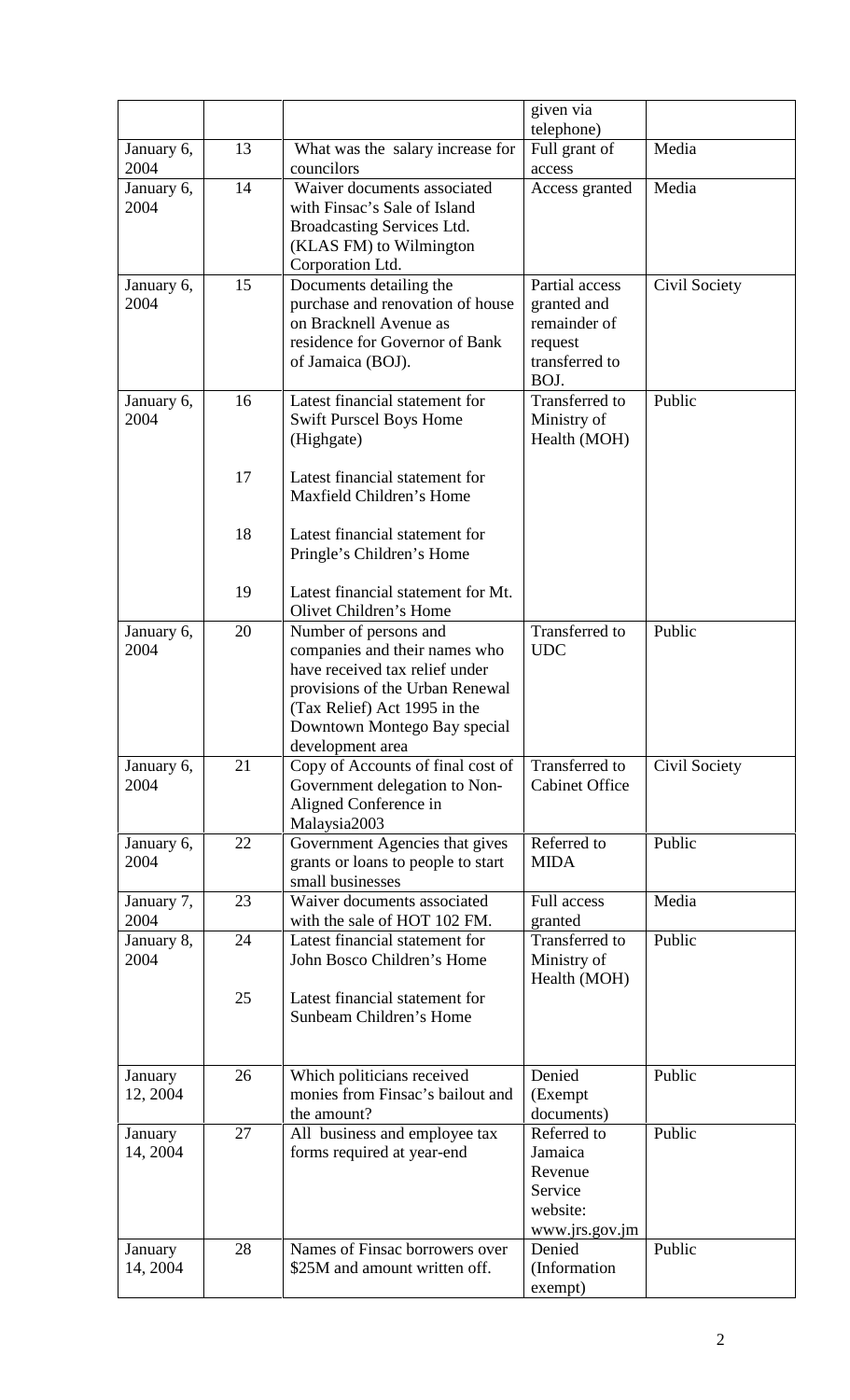| | | | given via telephone) | |
|---|---|---|---|---|
| January 6, 2004 | 13 | What was the salary increase for councilors | Full grant of access | Media |
| January 6, 2004 | 14 | Waiver documents associated with Finsac's Sale of Island Broadcasting Services Ltd. (KLAS FM) to Wilmington Corporation Ltd. | Access granted | Media |
| January 6, 2004 | 15 | Documents detailing the purchase and renovation of house on Bracknell Avenue as residence for Governor of Bank of Jamaica (BOJ). | Partial access granted and remainder of request transferred to BOJ. | Civil Society |
| January 6, 2004 | 16 | Latest financial statement for Swift Purscel Boys Home (Highgate) | Transferred to Ministry of Health (MOH) | Public |
| | 17 | Latest financial statement for Maxfield Children's Home | | |
| | 18 | Latest financial statement for Pringle's Children's Home | | |
| | 19 | Latest financial statement for Mt. Olivet Children's Home | | |
| January 6, 2004 | 20 | Number of persons and companies and their names who have received tax relief under provisions of the Urban Renewal (Tax Relief) Act 1995 in the Downtown Montego Bay special development area | Transferred to UDC | Public |
| January 6, 2004 | 21 | Copy of Accounts of final cost of Government delegation to Non-Aligned Conference in Malaysia2003 | Transferred to Cabinet Office | Civil Society |
| January 6, 2004 | 22 | Government Agencies that gives grants or loans to people to start small businesses | Referred to MIDA | Public |
| January 7, 2004 | 23 | Waiver documents associated with the sale of HOT 102 FM. | Full access granted | Media |
| January 8, 2004 | 24 | Latest financial statement for John Bosco Children's Home | Transferred to Ministry of Health (MOH) | Public |
| | 25 | Latest financial statement for Sunbeam Children's Home | | |
| January 12, 2004 | 26 | Which politicians received monies from Finsac's bailout and the amount? | Denied (Exempt documents) | Public |
| January 14, 2004 | 27 | All business and employee tax forms required at year-end | Referred to Jamaica Revenue Service website: www.jrs.gov.jm | Public |
| January 14, 2004 | 28 | Names of Finsac borrowers over \$25M and amount written off. | Denied (Information exempt) | Public |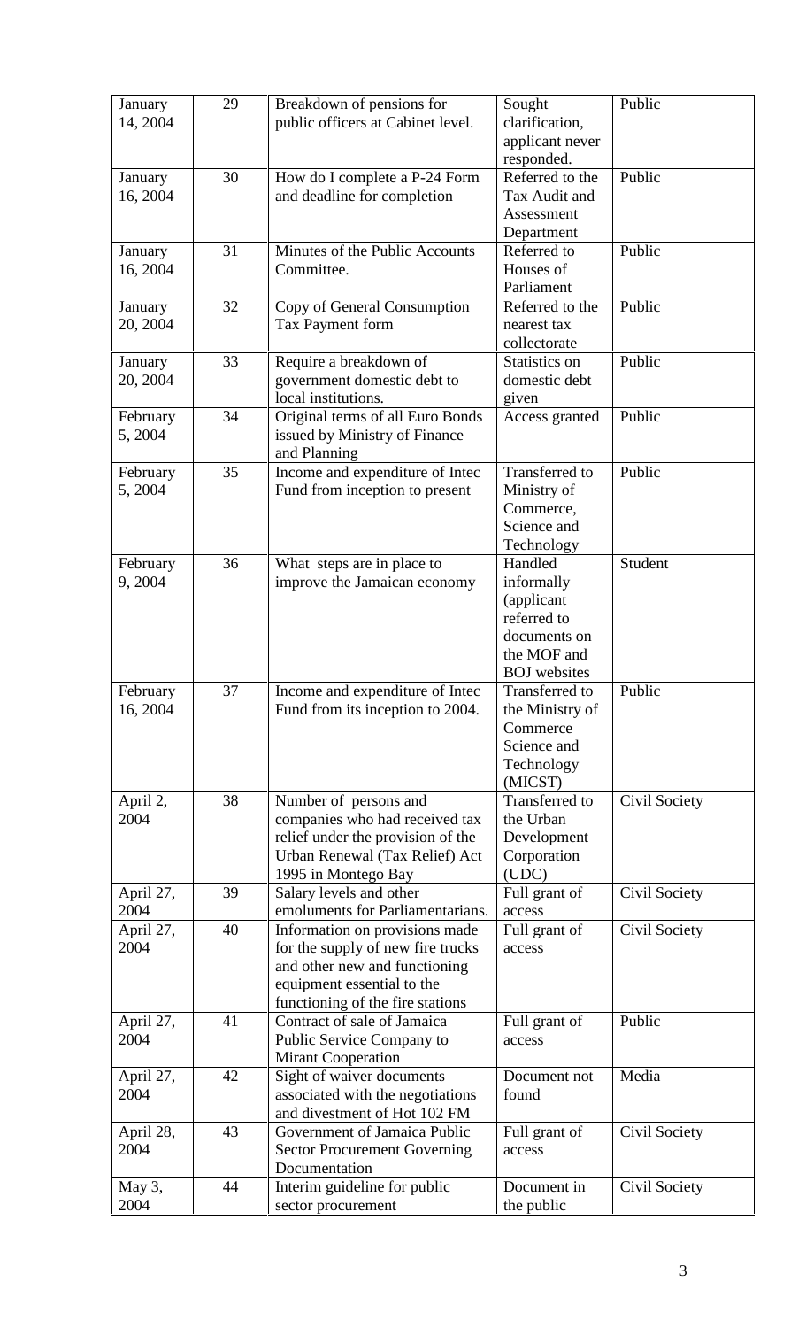| January 14, 2004 | 29 | Breakdown of pensions for public officers at Cabinet level. | Sought clarification, applicant never responded. | Public |
|---|---|---|---|---|
| January 16, 2004 | 30 | How do I complete a P-24 Form and deadline for completion | Referred to the Tax Audit and Assessment Department | Public |
| January 16, 2004 | 31 | Minutes of the Public Accounts Committee. | Referred to Houses of Parliament | Public |
| January 20, 2004 | 32 | Copy of General Consumption Tax Payment form | Referred to the nearest tax collectorate | Public |
| January 20, 2004 | 33 | Require a breakdown of government domestic debt to local institutions. | Statistics on domestic debt given | Public |
| February 5, 2004 | 34 | Original terms of all Euro Bonds issued by Ministry of Finance and Planning | Access granted | Public |
| February 5, 2004 | 35 | Income and expenditure of Intec Fund from inception to present | Transferred to Ministry of Commerce, Science and Technology | Public |
| February 9, 2004 | 36 | What steps are in place to improve the Jamaican economy | Handled informally (applicant referred to documents on the MOF and BOJ websites | Student |
| February 16, 2004 | 37 | Income and expenditure of Intec Fund from its inception to 2004. | Transferred to the Ministry of Commerce Science and Technology (MICST) | Public |
| April 2, 2004 | 38 | Number of persons and companies who had received tax relief under the provision of the Urban Renewal (Tax Relief) Act 1995 in Montego Bay | Transferred to the Urban Development Corporation (UDC) | Civil Society |
| April 27, 2004 | 39 | Salary levels and other emoluments for Parliamentarians. | Full grant of access | Civil Society |
| April 27, 2004 | 40 | Information on provisions made for the supply of new fire trucks and other new and functioning equipment essential to the functioning of the fire stations | Full grant of access | Civil Society |
| April 27, 2004 | 41 | Contract of sale of Jamaica Public Service Company to Mirant Cooperation | Full grant of access | Public |
| April 27, 2004 | 42 | Sight of waiver documents associated with the negotiations and divestment of Hot 102 FM | Document not found | Media |
| April 28, 2004 | 43 | Government of Jamaica Public Sector Procurement Governing Documentation | Full grant of access | Civil Society |
| May 3, 2004 | 44 | Interim guideline for public sector procurement | Document in the public | Civil Society |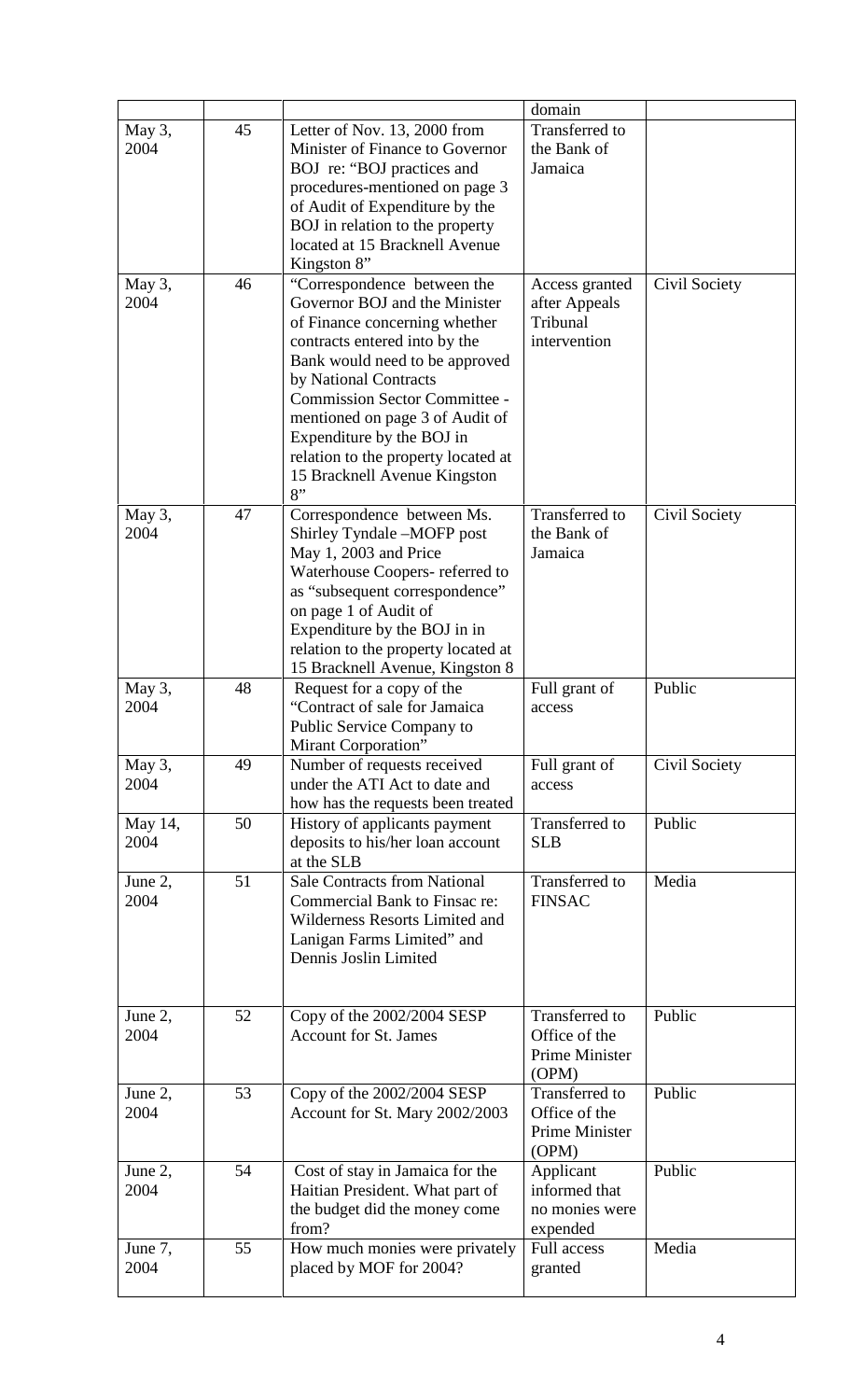| | | | domain | |
|---|---|---|---|---|
| May 3, 2004 | 45 | Letter of Nov. 13, 2000 from Minister of Finance to Governor BOJ re: "BOJ practices and procedures-mentioned on page 3 of Audit of Expenditure by the BOJ in relation to the property located at 15 Bracknell Avenue Kingston 8" | Transferred to the Bank of Jamaica | |
| May 3, 2004 | 46 | "Correspondence between the Governor BOJ and the Minister of Finance concerning whether contracts entered into by the Bank would need to be approved by National Contracts Commission Sector Committee - mentioned on page 3 of Audit of Expenditure by the BOJ in relation to the property located at 15 Bracknell Avenue Kingston 8" | Access granted after Appeals Tribunal intervention | Civil Society |
| May 3, 2004 | 47 | Correspondence between Ms. Shirley Tyndale –MOFP post May 1, 2003 and Price Waterhouse Coopers- referred to as "subsequent correspondence" on page 1 of Audit of Expenditure by the BOJ in in relation to the property located at 15 Bracknell Avenue, Kingston 8 | Transferred to the Bank of Jamaica | Civil Society |
| May 3, 2004 | 48 | Request for a copy of the "Contract of sale for Jamaica Public Service Company to Mirant Corporation" | Full grant of access | Public |
| May 3, 2004 | 49 | Number of requests received under the ATI Act to date and how has the requests been treated | Full grant of access | Civil Society |
| May 14, 2004 | 50 | History of applicants payment deposits to his/her loan account at the SLB | Transferred to SLB | Public |
| June 2, 2004 | 51 | Sale Contracts from National Commercial Bank to Finsac re: Wilderness Resorts Limited and Lanigan Farms Limited" and Dennis Joslin Limited | Transferred to FINSAC | Media |
| June 2, 2004 | 52 | Copy of the 2002/2004 SESP Account for St. James | Transferred to Office of the Prime Minister (OPM) | Public |
| June 2, 2004 | 53 | Copy of the 2002/2004 SESP Account for St. Mary 2002/2003 | Transferred to Office of the Prime Minister (OPM) | Public |
| June 2, 2004 | 54 | Cost of stay in Jamaica for the Haitian President. What part of the budget did the money come from? | Applicant informed that no monies were expended | Public |
| June 7, 2004 | 55 | How much monies were privately placed by MOF for 2004? | Full access granted | Media |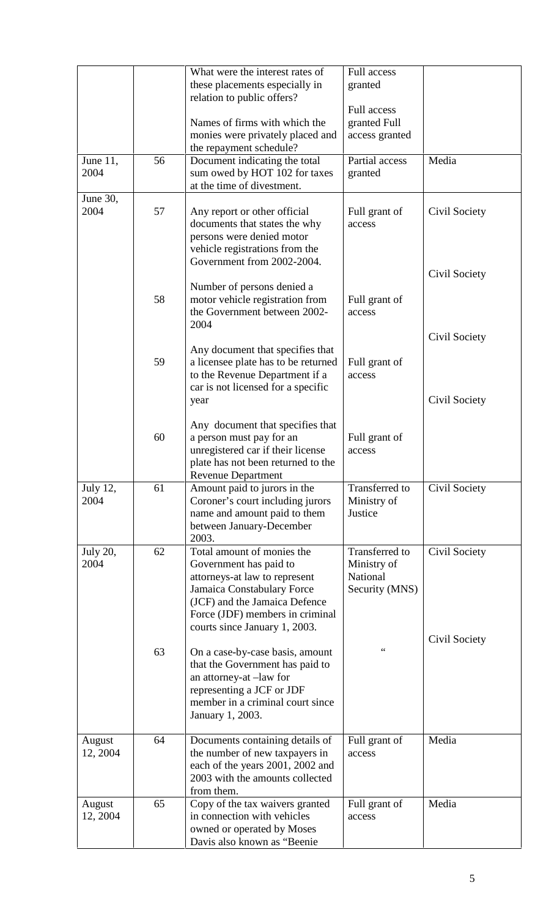| | | What were the interest rates of these placements especially in relation to public offers?<br><br>Names of firms with which the monies were privately placed and the repayment schedule? | Full access granted<br><br>Full access granted Full access granted | |
|---|---|---|---|---|
| June 11, 2004 | 56 | Document indicating the total sum owed by HOT 102 for taxes at the time of divestment. | Partial access granted | Media |
| June 30, 2004 | 57 | Any report or other official documents that states the why persons were denied motor vehicle registrations from the Government from 2002-2004. | Full grant of access | Civil Society |
| | 58 | Number of persons denied a motor vehicle registration from the Government between 2002-2004 | Full grant of access | Civil Society |
| | 59 | Any document that specifies that a licensee plate has to be returned to the Revenue Department if a car is not licensed for a specific year | Full grant of access | Civil Society |
| | 60 | Any document that specifies that a person must pay for an unregistered car if their license plate has not been returned to the Revenue Department | Full grant of access | Civil Society |
| July 12, 2004 | 61 | Amount paid to jurors in the Coroner's court including jurors name and amount paid to them between January-December 2003. | Transferred to Ministry of Justice | Civil Society |
| July 20, 2004 | 62 | Total amount of monies the Government has paid to attorneys-at law to represent Jamaica Constabulary Force (JCF) and the Jamaica Defence Force (JDF) members in criminal courts since January 1, 2003. | Transferred to Ministry of National Security (MNS) | Civil Society |
| | 63 | On a case-by-case basis, amount that the Government has paid to an attorney-at –law for representing a JCF or JDF member in a criminal court since January 1, 2003. | " | Civil Society |
| August 12, 2004 | 64 | Documents containing details of the number of new taxpayers in each of the years 2001, 2002 and 2003 with the amounts collected from them. | Full grant of access | Media |
| August 12, 2004 | 65 | Copy of the tax waivers granted in connection with vehicles owned or operated by Moses Davis also known as "Beenie | Full grant of access | Media |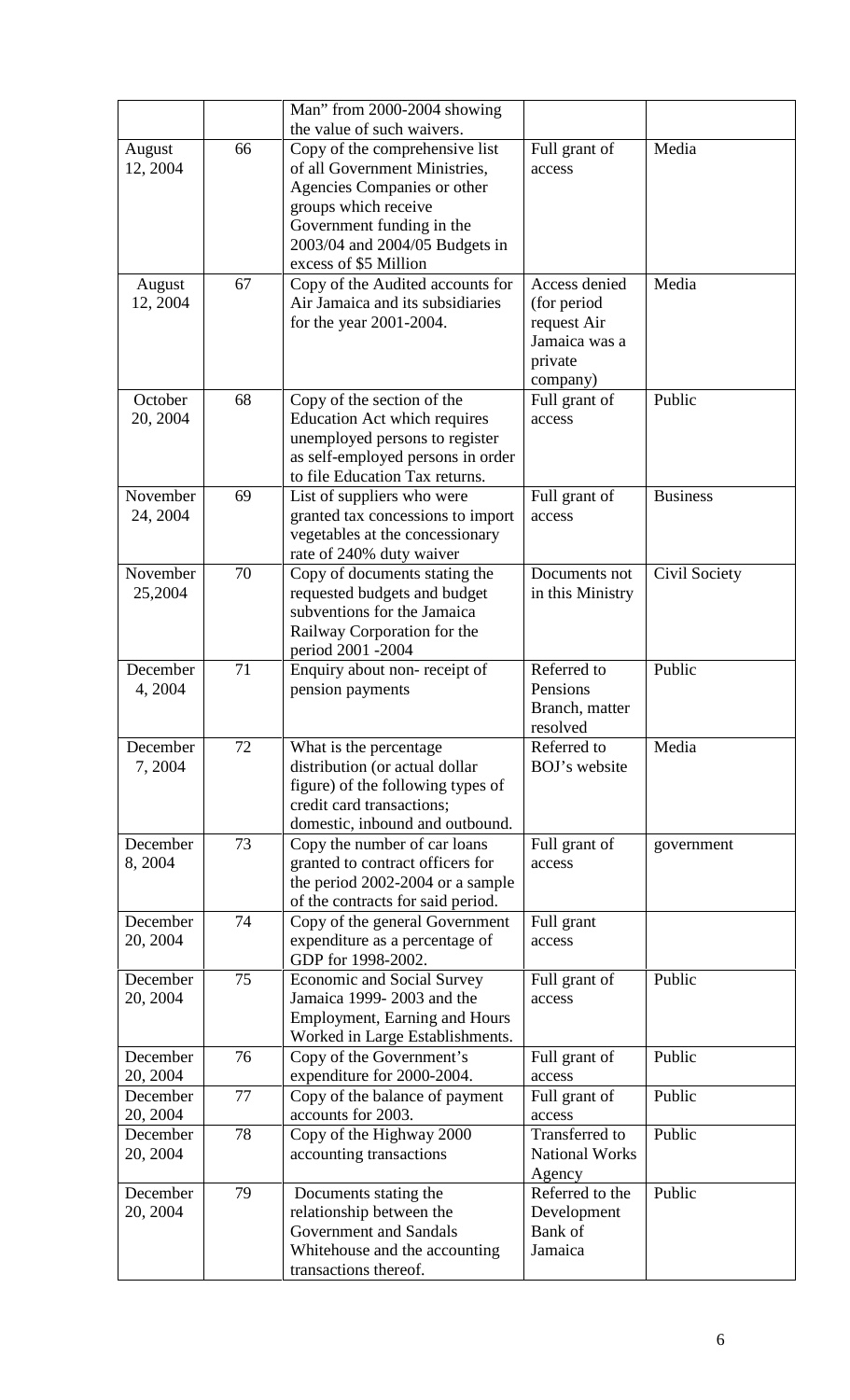|  |  | Man" from 2000-2004 showing the value of such waivers. |  |  |
|---|---|---|---|---|
| August 12, 2004 | 66 | Copy of the comprehensive list of all Government Ministries, Agencies Companies or other groups which receive Government funding in the 2003/04 and 2004/05 Budgets in excess of $5 Million | Full grant of access | Media |
| August 12, 2004 | 67 | Copy of the Audited accounts for Air Jamaica and its subsidiaries for the year 2001-2004. | Access denied (for period request Air Jamaica was a private company) | Media |
| October 20, 2004 | 68 | Copy of the section of the Education Act which requires unemployed persons to register as self-employed persons in order to file Education Tax returns. | Full grant of access | Public |
| November 24, 2004 | 69 | List of suppliers who were granted tax concessions to import vegetables at the concessionary rate of 240% duty waiver | Full grant of access | Business |
| November 25,2004 | 70 | Copy of documents stating the requested budgets and budget subventions for the Jamaica Railway Corporation for the period 2001 -2004 | Documents not in this Ministry | Civil Society |
| December 4, 2004 | 71 | Enquiry about non- receipt of pension payments | Referred to Pensions Branch, matter resolved | Public |
| December 7, 2004 | 72 | What is the percentage distribution (or actual dollar figure) of the following types of credit card transactions; domestic, inbound and outbound. | Referred to BOJ's website | Media |
| December 8, 2004 | 73 | Copy the number of car loans granted to contract officers for the period 2002-2004 or a sample of the contracts for said period. | Full grant of access | government |
| December 20, 2004 | 74 | Copy of the general Government expenditure as a percentage of GDP for 1998-2002. | Full grant access |  |
| December 20, 2004 | 75 | Economic and Social Survey Jamaica 1999- 2003 and the Employment, Earning and Hours Worked in Large Establishments. | Full grant of access | Public |
| December 20, 2004 | 76 | Copy of the Government's expenditure for 2000-2004. | Full grant of access | Public |
| December 20, 2004 | 77 | Copy of the balance of payment accounts for 2003. | Full grant of access | Public |
| December 20, 2004 | 78 | Copy of the Highway 2000 accounting transactions | Transferred to National Works Agency | Public |
| December 20, 2004 | 79 | Documents stating the relationship between the Government and Sandals Whitehouse and the accounting transactions thereof. | Referred to the Development Bank of Jamaica | Public |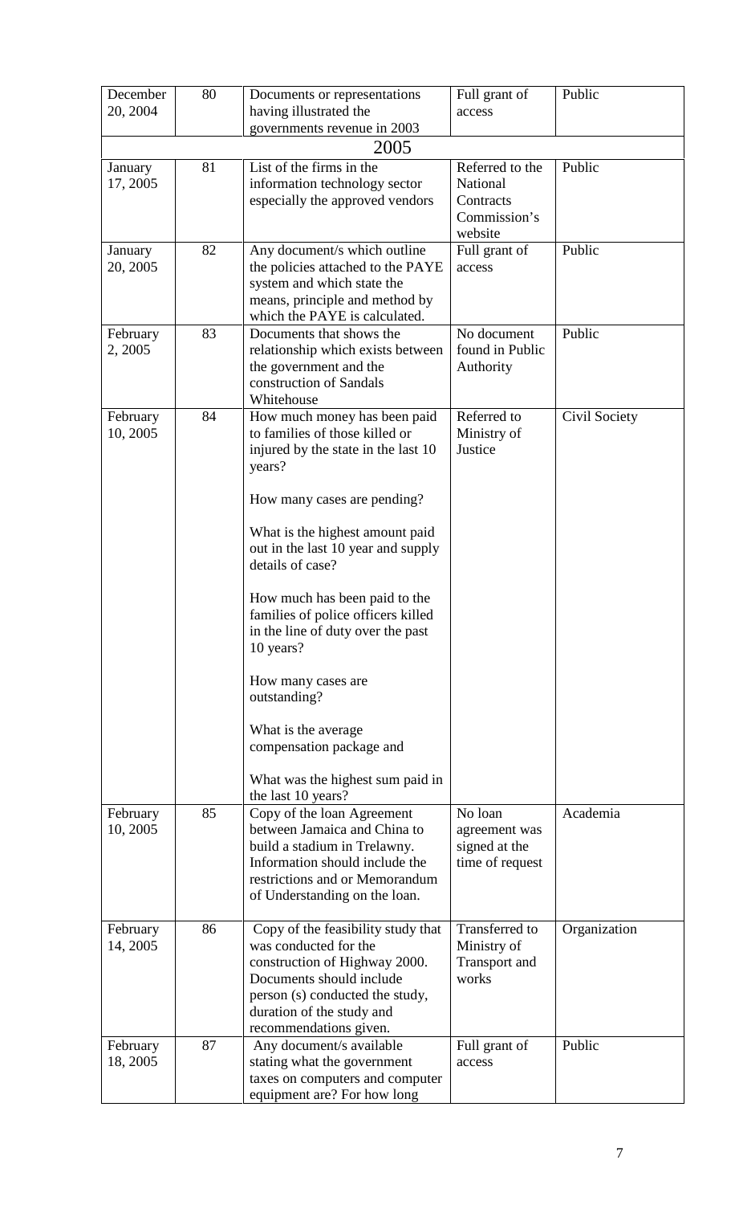| December 20, 2004 | 80 | Documents or representations having illustrated the governments revenue in 2003 | Full grant of access | Public |
|---|---|---|---|---|
| **2005** | | | | |
| January 17, 2005 | 81 | List of the firms in the information technology sector especially the approved vendors | Referred to the National Contracts Commission's website | Public |
| January 20, 2005 | 82 | Any document/s which outline the policies attached to the PAYE system and which state the means, principle and method by which the PAYE is calculated. | Full grant of access | Public |
| February 2, 2005 | 83 | Documents that shows the relationship which exists between the government and the construction of Sandals Whitehouse | No document found in Public Authority | Public |
| February 10, 2005 | 84 | How much money has been paid to families of those killed or injured by the state in the last 10 years?<br><br>How many cases are pending?<br><br>What is the highest amount paid out in the last 10 year and supply details of case?<br><br>How much has been paid to the families of police officers killed in the line of duty over the past 10 years?<br><br>How many cases are outstanding?<br><br>What is the average compensation package and<br><br>What was the highest sum paid in the last 10 years? | Referred to Ministry of Justice | Civil Society |
| February 10, 2005 | 85 | Copy of the loan Agreement between Jamaica and China to build a stadium in Trelawny. Information should include the restrictions and or Memorandum of Understanding on the loan. | No loan agreement was signed at the time of request | Academia |
| February 14, 2005 | 86 | Copy of the feasibility study that was conducted for the construction of Highway 2000. Documents should include person (s) conducted the study, duration of the study and recommendations given. | Transferred to Ministry of Transport and works | Organization |
| February 18, 2005 | 87 | Any document/s available stating what the government taxes on computers and computer equipment are? For how long | Full grant of access | Public |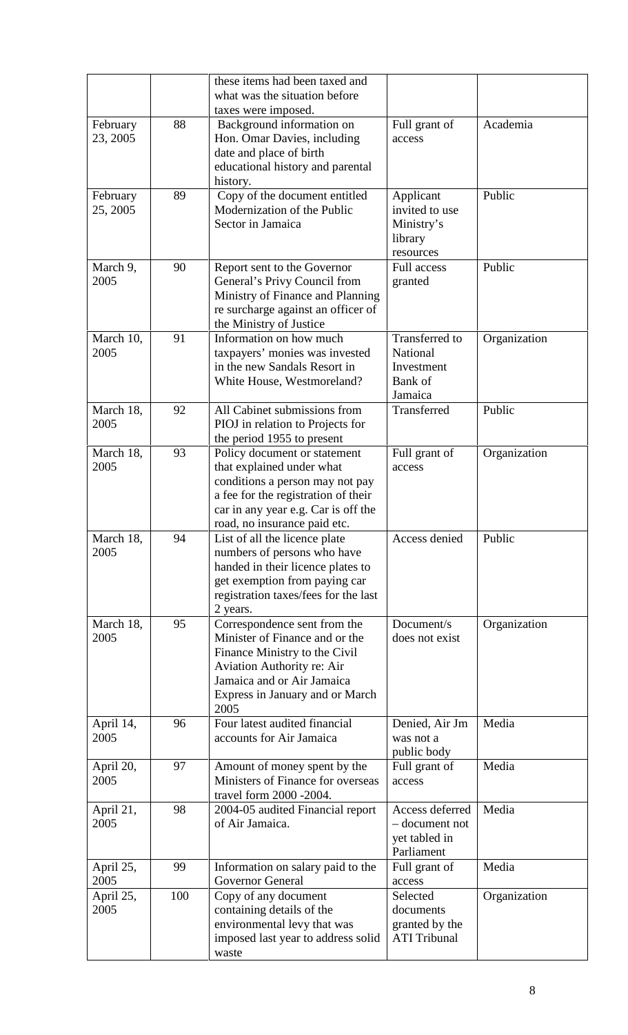| | | these items had been taxed and what was the situation before taxes were imposed. | | |
|---|---|---|---|---|
| February 23, 2005 | 88 | Background information on Hon. Omar Davies, including date and place of birth educational history and parental history. | Full grant of access | Academia |
| February 25, 2005 | 89 | Copy of the document entitled Modernization of the Public Sector in Jamaica | Applicant invited to use Ministry's library resources | Public |
| March 9, 2005 | 90 | Report sent to the Governor General's Privy Council from Ministry of Finance and Planning re surcharge against an officer of the Ministry of Justice | Full access granted | Public |
| March 10, 2005 | 91 | Information on how much taxpayers' monies was invested in the new Sandals Resort in White House, Westmoreland? | Transferred to National Investment Bank of Jamaica | Organization |
| March 18, 2005 | 92 | All Cabinet submissions from PIOJ in relation to Projects for the period 1955 to present | Transferred | Public |
| March 18, 2005 | 93 | Policy document or statement that explained under what conditions a person may not pay a fee for the registration of their car in any year e.g. Car is off the road, no insurance paid etc. | Full grant of access | Organization |
| March 18, 2005 | 94 | List of all the licence plate numbers of persons who have handed in their licence plates to get exemption from paying car registration taxes/fees for the last 2 years. | Access denied | Public |
| March 18, 2005 | 95 | Correspondence sent from the Minister of Finance and or the Finance Ministry to the Civil Aviation Authority re: Air Jamaica and or Air Jamaica Express in January and or March 2005 | Document/s does not exist | Organization |
| April 14, 2005 | 96 | Four latest audited financial accounts for Air Jamaica | Denied, Air Jm was not a public body | Media |
| April 20, 2005 | 97 | Amount of money spent by the Ministers of Finance for overseas travel form 2000 -2004. | Full grant of access | Media |
| April 21, 2005 | 98 | 2004-05 audited Financial report of Air Jamaica. | Access deferred – document not yet tabled in Parliament | Media |
| April 25, 2005 | 99 | Information on salary paid to the Governor General | Full grant of access | Media |
| April 25, 2005 | 100 | Copy of any document containing details of the environmental levy that was imposed last year to address solid waste | Selected documents granted by the ATI Tribunal | Organization |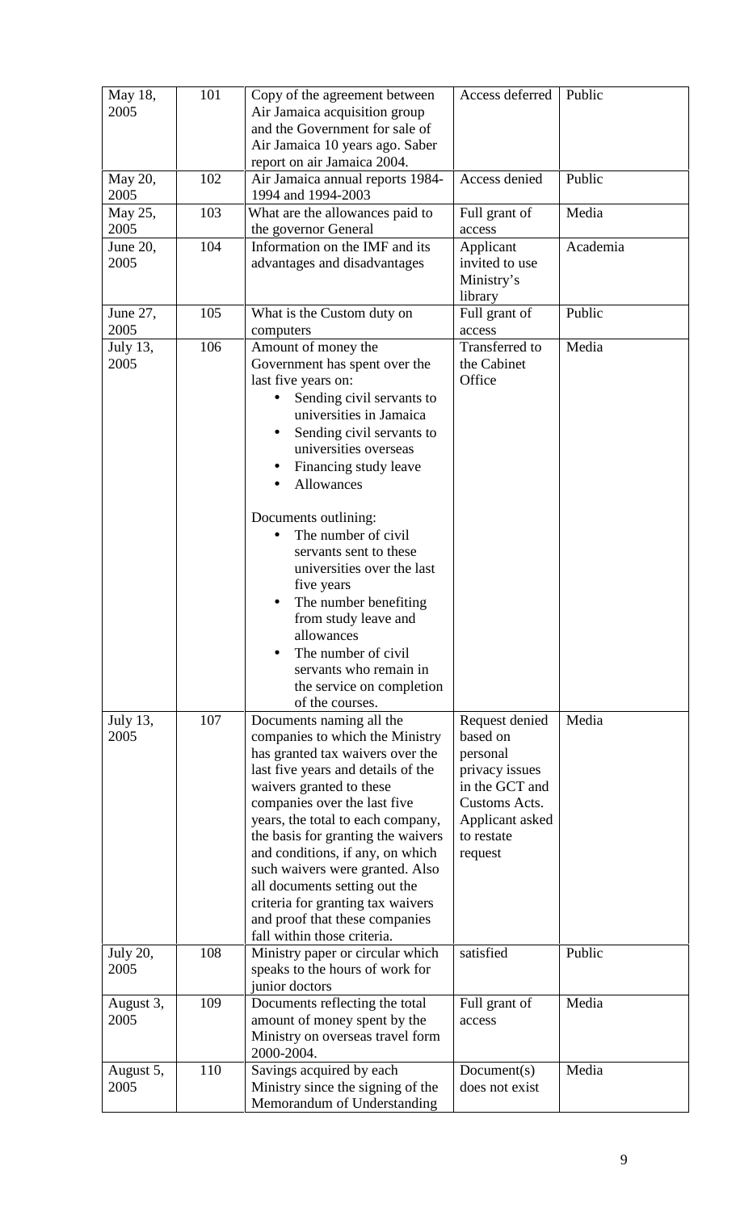| May 18, 2005 | 101 | Copy of the agreement between Air Jamaica acquisition group and the Government for sale of Air Jamaica 10 years ago. Saber report on air Jamaica 2004. | Access deferred | Public |
|---|---|---|---|---|
| May 20, 2005 | 102 | Air Jamaica annual reports 1984-1994 and 1994-2003 | Access denied | Public |
| May 25, 2005 | 103 | What are the allowances paid to the governor General | Full grant of access | Media |
| June 20, 2005 | 104 | Information on the IMF and its advantages and disadvantages | Applicant invited to use Ministry's library | Academia |
| June 27, 2005 | 105 | What is the Custom duty on computers | Full grant of access | Public |
| July 13, 2005 | 106 | Amount of money the Government has spent over the last five years on:<br>• Sending civil servants to universities in Jamaica<br>• Sending civil servants to universities overseas<br>• Financing study leave<br>• Allowances<br><br>Documents outlining:<br>• The number of civil servants sent to these universities over the last five years<br>• The number benefiting from study leave and allowances<br>• The number of civil servants who remain in the service on completion of the courses. | Transferred to the Cabinet Office | Media |
| July 13, 2005 | 107 | Documents naming all the companies to which the Ministry has granted tax waivers over the last five years and details of the waivers granted to these companies over the last five years, the total to each company, the basis for granting the waivers and conditions, if any, on which such waivers were granted. Also all documents setting out the criteria for granting tax waivers and proof that these companies fall within those criteria. | Request denied based on personal privacy issues in the GCT and Customs Acts. Applicant asked to restate request | Media |
| July 20, 2005 | 108 | Ministry paper or circular which speaks to the hours of work for junior doctors | satisfied | Public |
| August 3, 2005 | 109 | Documents reflecting the total amount of money spent by the Ministry on overseas travel form 2000-2004. | Full grant of access | Media |
| August 5, 2005 | 110 | Savings acquired by each Ministry since the signing of the Memorandum of Understanding | Document(s) does not exist | Media |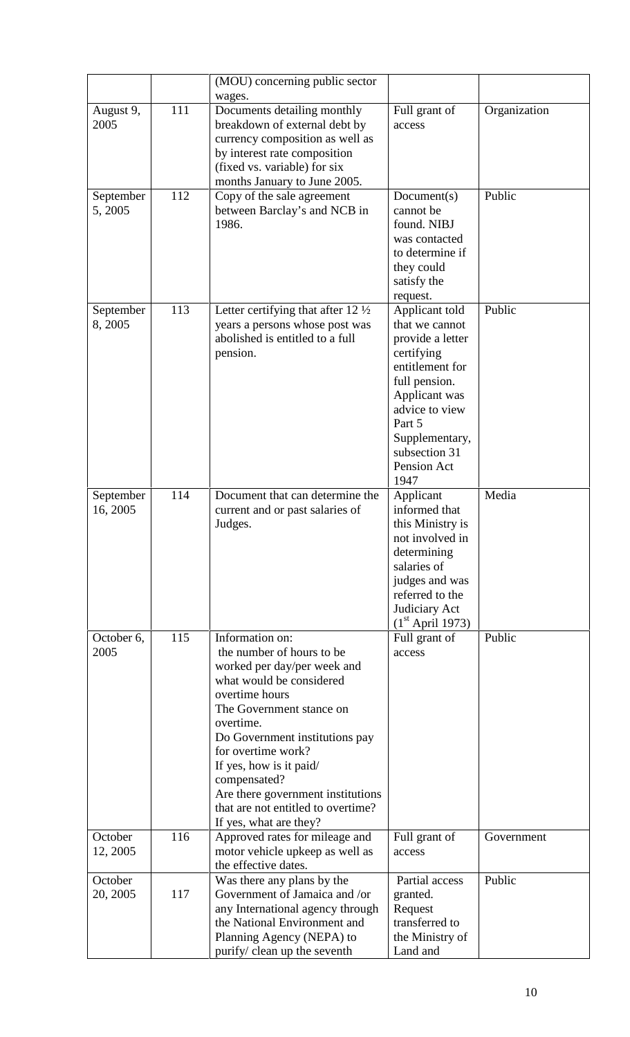| | | (MOU) concerning public sector wages. | | |
|---|---|---|---|---|
| August 9, 2005 | 111 | Documents detailing monthly breakdown of external debt by currency composition as well as by interest rate composition (fixed vs. variable) for six months January to June 2005. | Full grant of access | Organization |
| September 5, 2005 | 112 | Copy of the sale agreement between Barclay's and NCB in 1986. | Document(s) cannot be found. NIBJ was contacted to determine if they could satisfy the request. | Public |
| September 8, 2005 | 113 | Letter certifying that after 12 ½ years a persons whose post was abolished is entitled to a full pension. | Applicant told that we cannot provide a letter certifying entitlement for full pension. Applicant was advice to view Part 5 Supplementary, subsection 31 Pension Act 1947 | Public |
| September 16, 2005 | 114 | Document that can determine the current and or past salaries of Judges. | Applicant informed that this Ministry is not involved in determining salaries of judges and was referred to the Judiciary Act (1st April 1973) | Media |
| October 6, 2005 | 115 | Information on: the number of hours to be worked per day/per week and what would be considered overtime hours The Government stance on overtime. Do Government institutions pay for overtime work? If yes, how is it paid/ compensated? Are there government institutions that are not entitled to overtime? If yes, what are they? | Full grant of access | Public |
| October 12, 2005 | 116 | Approved rates for mileage and motor vehicle upkeep as well as the effective dates. | Full grant of access | Government |
| October 20, 2005 | 117 | Was there any plans by the Government of Jamaica and /or any International agency through the National Environment and Planning Agency (NEPA) to purify/ clean up the seventh | Partial access granted. Request transferred to the Ministry of Land and | Public |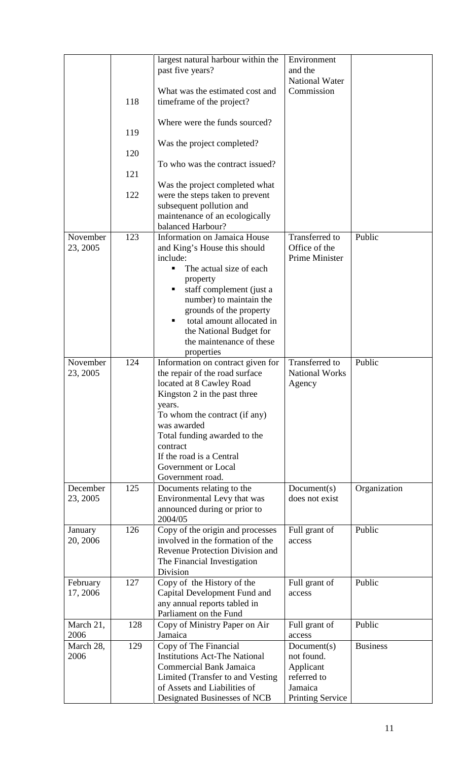| | | | | |
|---|---|---|---|---|
| | | largest natural harbour within the past five years? | Environment and the National Water Commission | |
| | 118 | What was the estimated cost and timeframe of the project? | | |
| | 119 | Where were the funds sourced? | | |
| | 120 | Was the project completed? | | |
| | 121 | To who was the contract issued? | | |
| | 122 | Was the project completed what were the steps taken to prevent subsequent pollution and maintenance of an ecologically balanced Harbour? | | |
| November 23, 2005 | 123 | Information on Jamaica House and King's House this should include:<br>▪ The actual size of each property<br>▪ staff complement (just a number) to maintain the grounds of the property<br>▪ total amount allocated in the National Budget for the maintenance of these properties | Transferred to Office of the Prime Minister | Public |
| November 23, 2005 | 124 | Information on contract given for the repair of the road surface located at 8 Cawley Road Kingston 2 in the past three years.<br>To whom the contract (if any) was awarded<br>Total funding awarded to the contract<br>If the road is a Central Government or Local Government road. | Transferred to National Works Agency | Public |
| December 23, 2005 | 125 | Documents relating to the Environmental Levy that was announced during or prior to 2004/05 | Document(s) does not exist | Organization |
| January 20, 2006 | 126 | Copy of the origin and processes involved in the formation of the Revenue Protection Division and The Financial Investigation Division | Full grant of access | Public |
| February 17, 2006 | 127 | Copy of the History of the Capital Development Fund and any annual reports tabled in Parliament on the Fund | Full grant of access | Public |
| March 21, 2006 | 128 | Copy of Ministry Paper on Air Jamaica | Full grant of access | Public |
| March 28, 2006 | 129 | Copy of The Financial Institutions Act-The National Commercial Bank Jamaica Limited (Transfer to and Vesting of Assets and Liabilities of Designated Businesses of NCB | Document(s) not found. Applicant referred to Jamaica Printing Service | Business |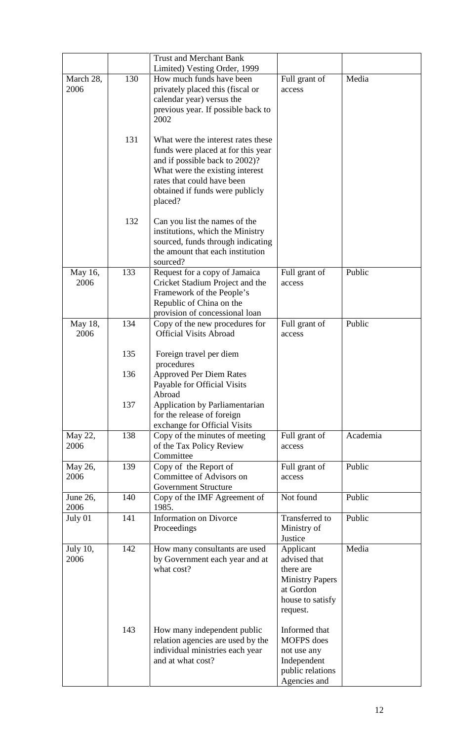| | | Trust and Merchant Bank Limited) Vesting Order, 1999 | | |
|---|---|---|---|---|
| March 28, 2006 | 130 | How much funds have been privately placed this (fiscal or calendar year) versus the previous year. If possible back to 2002 | Full grant of access | Media |
| | 131 | What were the interest rates these funds were placed at for this year and if possible back to 2002)? What were the existing interest rates that could have been obtained if funds were publicly placed? | | |
| | 132 | Can you list the names of the institutions, which the Ministry sourced, funds through indicating the amount that each institution sourced? | | |
| May 16, 2006 | 133 | Request for a copy of Jamaica Cricket Stadium Project and the Framework of the People's Republic of China on the provision of concessional loan | Full grant of access | Public |
| May 18, 2006 | 134 | Copy of the new procedures for Official Visits Abroad | Full grant of access | Public |
| | 135 | Foreign travel per diem procedures | | |
| | 136 | Approved Per Diem Rates Payable for Official Visits Abroad | | |
| | 137 | Application by Parliamentarian for the release of foreign exchange for Official Visits | | |
| May 22, 2006 | 138 | Copy of the minutes of meeting of the Tax Policy Review Committee | Full grant of access | Academia |
| May 26, 2006 | 139 | Copy of the Report of Committee of Advisors on Government Structure | Full grant of access | Public |
| June 26, 2006 | 140 | Copy of the IMF Agreement of 1985. | Not found | Public |
| July 01 | 141 | Information on Divorce Proceedings | Transferred to Ministry of Justice | Public |
| July 10, 2006 | 142 | How many consultants are used by Government each year and at what cost? | Applicant advised that there are Ministry Papers at Gordon house to satisfy request. | Media |
| | 143 | How many independent public relation agencies are used by the individual ministries each year and at what cost? | Informed that MOFPS does not use any Independent public relations Agencies and | |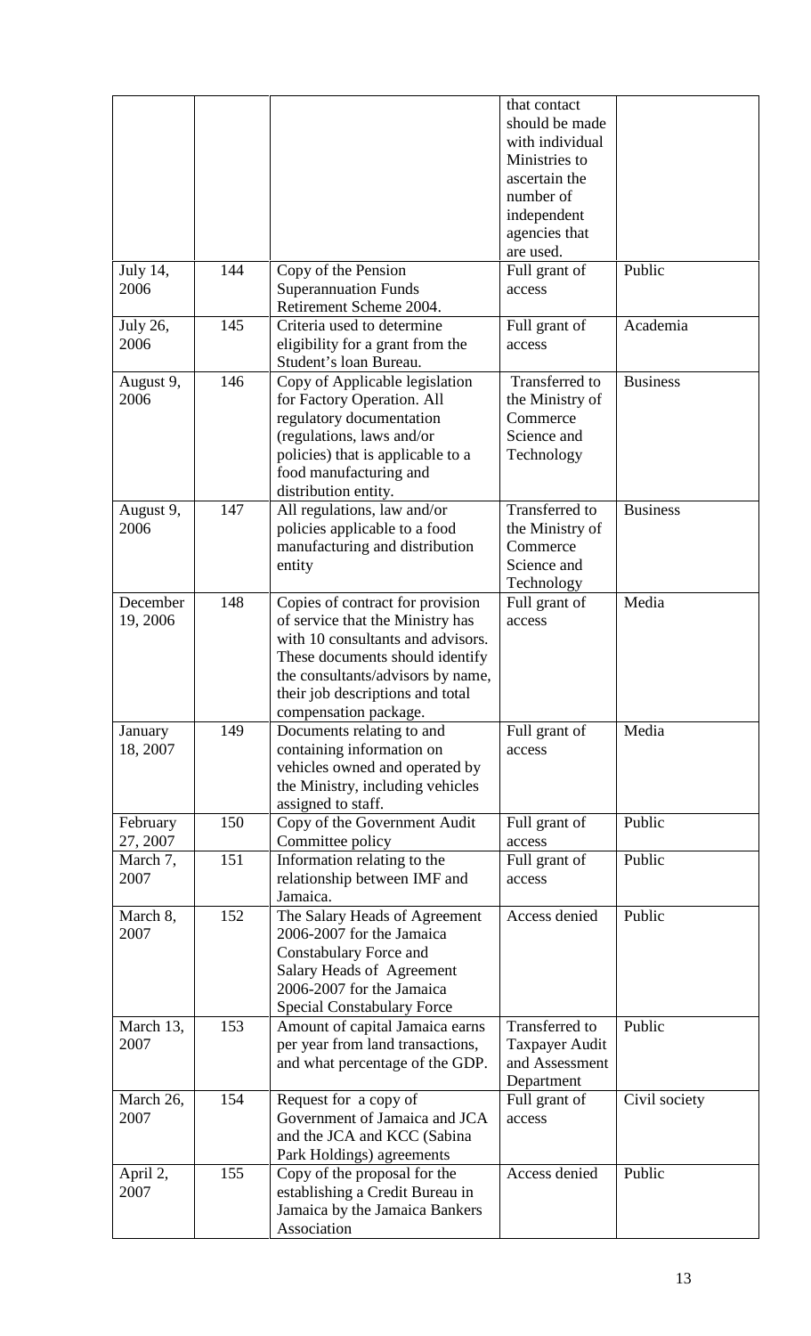| | | | that contact should be made with individual Ministries to ascertain the number of independent agencies that are used. | |
|---|---|---|---|---|
| July 14, 2006 | 144 | Copy of the Pension Superannuation Funds Retirement Scheme 2004. | Full grant of access | Public |
| July 26, 2006 | 145 | Criteria used to determine eligibility for a grant from the Student's loan Bureau. | Full grant of access | Academia |
| August 9, 2006 | 146 | Copy of Applicable legislation for Factory Operation. All regulatory documentation (regulations, laws and/or policies) that is applicable to a food manufacturing and distribution entity. | Transferred to the Ministry of Commerce Science and Technology | Business |
| August 9, 2006 | 147 | All regulations, law and/or policies applicable to a food manufacturing and distribution entity | Transferred to the Ministry of Commerce Science and Technology | Business |
| December 19, 2006 | 148 | Copies of contract for provision of service that the Ministry has with 10 consultants and advisors. These documents should identify the consultants/advisors by name, their job descriptions and total compensation package. | Full grant of access | Media |
| January 18, 2007 | 149 | Documents relating to and containing information on vehicles owned and operated by the Ministry, including vehicles assigned to staff. | Full grant of access | Media |
| February 27, 2007 | 150 | Copy of the Government Audit Committee policy | Full grant of access | Public |
| March 7, 2007 | 151 | Information relating to the relationship between IMF and Jamaica. | Full grant of access | Public |
| March 8, 2007 | 152 | The Salary Heads of Agreement 2006-2007 for the Jamaica Constabulary Force and Salary Heads of Agreement 2006-2007 for the Jamaica Special Constabulary Force | Access denied | Public |
| March 13, 2007 | 153 | Amount of capital Jamaica earns per year from land transactions, and what percentage of the GDP. | Transferred to Taxpayer Audit and Assessment Department | Public |
| March 26, 2007 | 154 | Request for a copy of Government of Jamaica and JCA and the JCA and KCC (Sabina Park Holdings) agreements | Full grant of access | Civil society |
| April 2, 2007 | 155 | Copy of the proposal for the establishing a Credit Bureau in Jamaica by the Jamaica Bankers Association | Access denied | Public |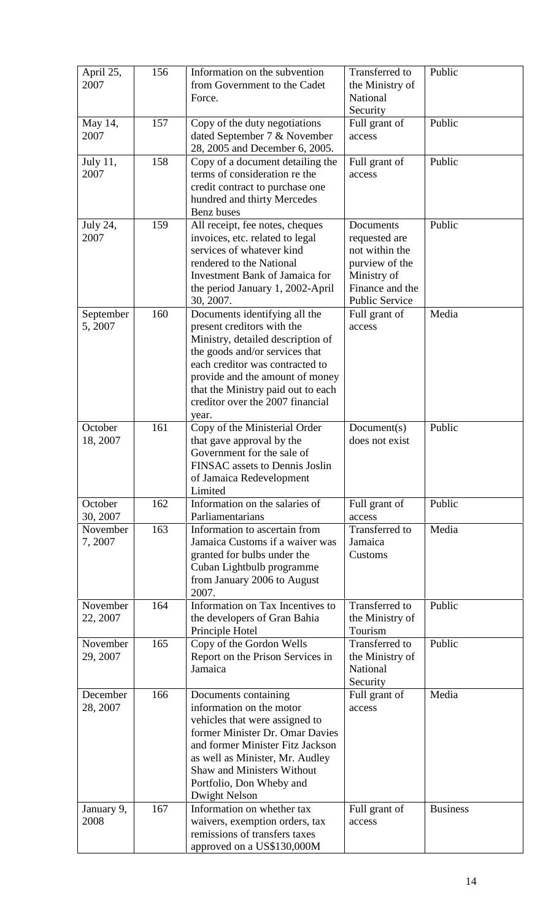| April 25, 2007 | 156 | Information on the subvention from Government to the Cadet Force. | Transferred to the Ministry of National Security | Public |
|---|---|---|---|---|
| May 14, 2007 | 157 | Copy of the duty negotiations dated September 7 & November 28, 2005 and December 6, 2005. | Full grant of access | Public |
| July 11, 2007 | 158 | Copy of a document detailing the terms of consideration re the credit contract to purchase one hundred and thirty Mercedes Benz buses | Full grant of access | Public |
| July 24, 2007 | 159 | All receipt, fee notes, cheques invoices, etc. related to legal services of whatever kind rendered to the National Investment Bank of Jamaica for the period January 1, 2002-April 30, 2007. | Documents requested are not within the purview of the Ministry of Finance and the Public Service | Public |
| September 5, 2007 | 160 | Documents identifying all the present creditors with the Ministry, detailed description of the goods and/or services that each creditor was contracted to provide and the amount of money that the Ministry paid out to each creditor over the 2007 financial year. | Full grant of access | Media |
| October 18, 2007 | 161 | Copy of the Ministerial Order that gave approval by the Government for the sale of FINSAC assets to Dennis Joslin of Jamaica Redevelopment Limited | Document(s) does not exist | Public |
| October 30, 2007 | 162 | Information on the salaries of Parliamentarians | Full grant of access | Public |
| November 7, 2007 | 163 | Information to ascertain from Jamaica Customs if a waiver was granted for bulbs under the Cuban Lightbulb programme from January 2006 to August 2007. | Transferred to Jamaica Customs | Media |
| November 22, 2007 | 164 | Information on Tax Incentives to the developers of Gran Bahia Principle Hotel | Transferred to the Ministry of Tourism | Public |
| November 29, 2007 | 165 | Copy of the Gordon Wells Report on the Prison Services in Jamaica | Transferred to the Ministry of National Security | Public |
| December 28, 2007 | 166 | Documents containing information on the motor vehicles that were assigned to former Minister Dr. Omar Davies and former Minister Fitz Jackson as well as Minister, Mr. Audley Shaw and Ministers Without Portfolio, Don Wheby and Dwight Nelson | Full grant of access | Media |
| January 9, 2008 | 167 | Information on whether tax waivers, exemption orders, tax remissions of transfers taxes approved on a US$130,000M | Full grant of access | Business |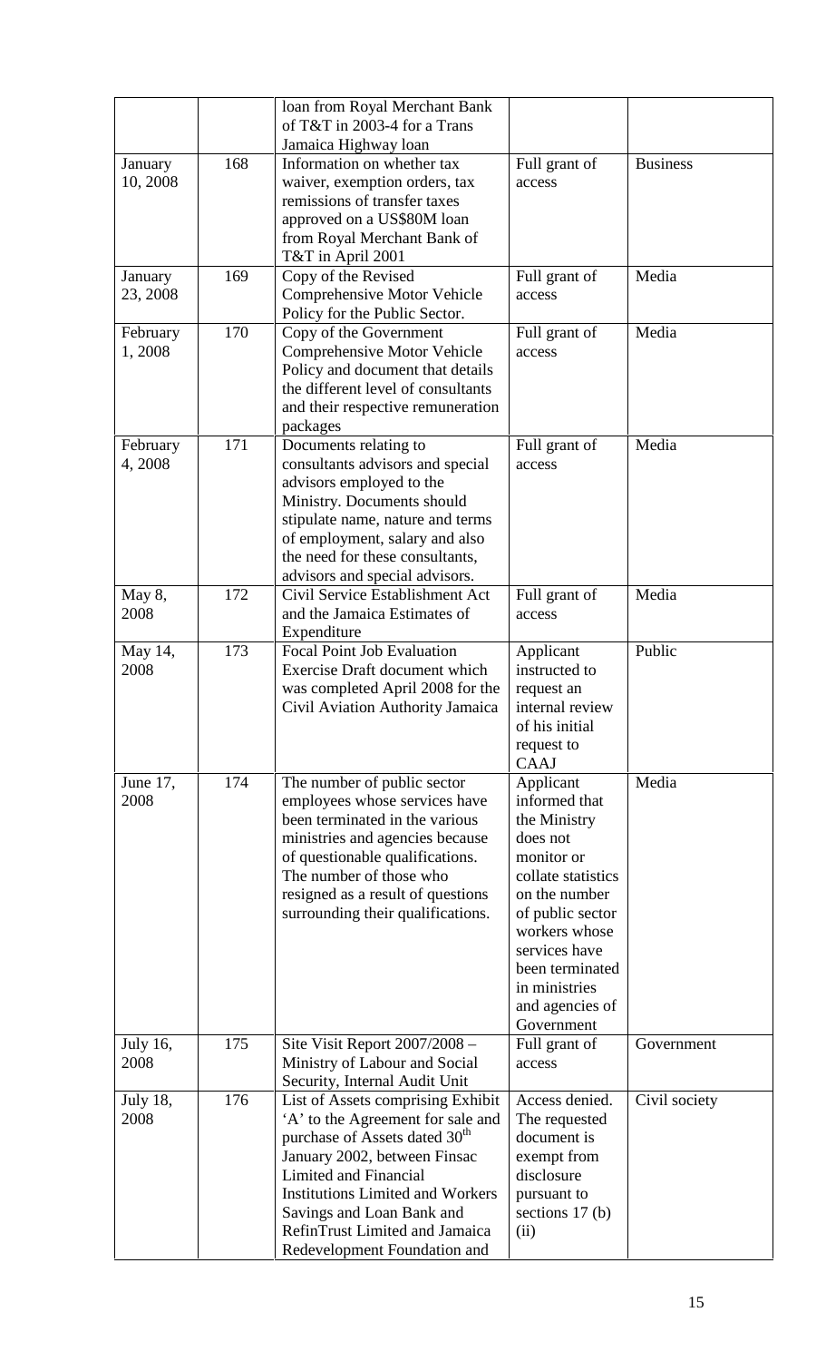| | | | | |
|---|---|---|---|---|
| | | loan from Royal Merchant Bank of T&T in 2003-4 for a Trans Jamaica Highway loan | | |
| January 10, 2008 | 168 | Information on whether tax waiver, exemption orders, tax remissions of transfer taxes approved on a US$80M loan from Royal Merchant Bank of T&T in April 2001 | Full grant of access | Business |
| January 23, 2008 | 169 | Copy of the Revised Comprehensive Motor Vehicle Policy for the Public Sector. | Full grant of access | Media |
| February 1, 2008 | 170 | Copy of the Government Comprehensive Motor Vehicle Policy and document that details the different level of consultants and their respective remuneration packages | Full grant of access | Media |
| February 4, 2008 | 171 | Documents relating to consultants advisors and special advisors employed to the Ministry. Documents should stipulate name, nature and terms of employment, salary and also the need for these consultants, advisors and special advisors. | Full grant of access | Media |
| May 8, 2008 | 172 | Civil Service Establishment Act and the Jamaica Estimates of Expenditure | Full grant of access | Media |
| May 14, 2008 | 173 | Focal Point Job Evaluation Exercise Draft document which was completed April 2008 for the Civil Aviation Authority Jamaica | Applicant instructed to request an internal review of his initial request to CAAJ | Public |
| June 17, 2008 | 174 | The number of public sector employees whose services have been terminated in the various ministries and agencies because of questionable qualifications. The number of those who resigned as a result of questions surrounding their qualifications. | Applicant informed that the Ministry does not monitor or collate statistics on the number of public sector workers whose services have been terminated in ministries and agencies of Government | Media |
| July 16, 2008 | 175 | Site Visit Report 2007/2008 – Ministry of Labour and Social Security, Internal Audit Unit | Full grant of access | Government |
| July 18, 2008 | 176 | List of Assets comprising Exhibit 'A' to the Agreement for sale and purchase of Assets dated 30th January 2002, between Finsac Limited and Financial Institutions Limited and Workers Savings and Loan Bank and RefinTrust Limited and Jamaica Redevelopment Foundation and | Access denied. The requested document is exempt from disclosure pursuant to sections 17 (b) (ii) | Civil society |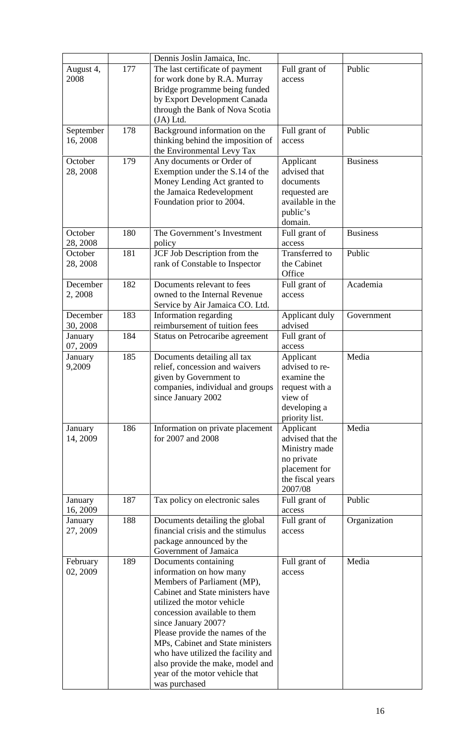| | | Dennis Joslin Jamaica, Inc. | | |
|---|---|---|---|---|
| August 4, 2008 | 177 | The last certificate of payment for work done by R.A. Murray Bridge programme being funded by Export Development Canada through the Bank of Nova Scotia (JA) Ltd. | Full grant of access | Public |
| September 16, 2008 | 178 | Background information on the thinking behind the imposition of the Environmental Levy Tax | Full grant of access | Public |
| October 28, 2008 | 179 | Any documents or Order of Exemption under the S.14 of the Money Lending Act granted to the Jamaica Redevelopment Foundation prior to 2004. | Applicant advised that documents requested are available in the public's domain. | Business |
| October 28, 2008 | 180 | The Government's Investment policy | Full grant of access | Business |
| October 28, 2008 | 181 | JCF Job Description from the rank of Constable to Inspector | Transferred to the Cabinet Office | Public |
| December 2, 2008 | 182 | Documents relevant to fees owned to the Internal Revenue Service by Air Jamaica CO. Ltd. | Full grant of access | Academia |
| December 30, 2008 | 183 | Information regarding reimbursement of tuition fees | Applicant duly advised | Government |
| January 07, 2009 | 184 | Status on Petrocaribe agreement | Full grant of access | |
| January 9,2009 | 185 | Documents detailing all tax relief, concession and waivers given by Government to companies, individual and groups since January 2002 | Applicant advised to re-examine the request with a view of developing a priority list. | Media |
| January 14, 2009 | 186 | Information on private placement for 2007 and 2008 | Applicant advised that the Ministry made no private placement for the fiscal years 2007/08 | Media |
| January 16, 2009 | 187 | Tax policy on electronic sales | Full grant of access | Public |
| January 27, 2009 | 188 | Documents detailing the global financial crisis and the stimulus package announced by the Government of Jamaica | Full grant of access | Organization |
| February 02, 2009 | 189 | Documents containing information on how many Members of Parliament (MP), Cabinet and State ministers have utilized the motor vehicle concession available to them since January 2007? Please provide the names of the MPs, Cabinet and State ministers who have utilized the facility and also provide the make, model and year of the motor vehicle that was purchased | Full grant of access | Media |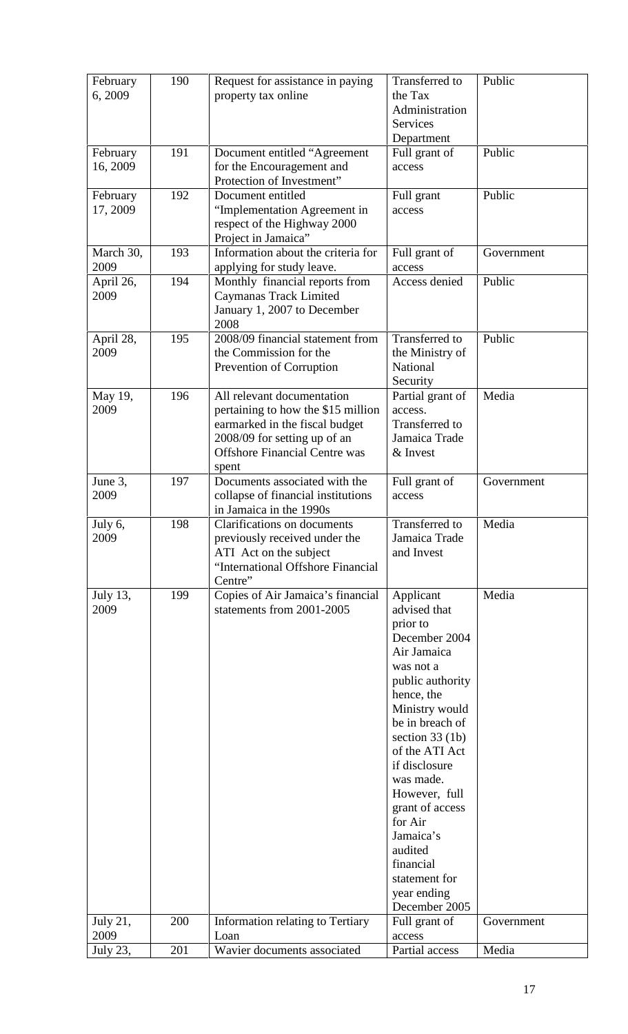| February 6, 2009 | 190 | Request for assistance in paying property tax online | Transferred to the Tax Administration Services Department | Public |
|---|---|---|---|---|
| February 16, 2009 | 191 | Document entitled "Agreement for the Encouragement and Protection of Investment" | Full grant of access | Public |
| February 17, 2009 | 192 | Document entitled "Implementation Agreement in respect of the Highway 2000 Project in Jamaica" | Full grant access | Public |
| March 30, 2009 | 193 | Information about the criteria for applying for study leave. | Full grant of access | Government |
| April 26, 2009 | 194 | Monthly financial reports from Caymanas Track Limited January 1, 2007 to December 2008 | Access denied | Public |
| April 28, 2009 | 195 | 2008/09 financial statement from the Commission for the Prevention of Corruption | Transferred to the Ministry of National Security | Public |
| May 19, 2009 | 196 | All relevant documentation pertaining to how the $15 million earmarked in the fiscal budget 2008/09 for setting up of an Offshore Financial Centre was spent | Partial grant of access. Transferred to Jamaica Trade & Invest | Media |
| June 3, 2009 | 197 | Documents associated with the collapse of financial institutions in Jamaica in the 1990s | Full grant of access | Government |
| July 6, 2009 | 198 | Clarifications on documents previously received under the ATI Act on the subject "International Offshore Financial Centre" | Transferred to Jamaica Trade and Invest | Media |
| July 13, 2009 | 199 | Copies of Air Jamaica's financial statements from 2001-2005 | Applicant advised that prior to December 2004 Air Jamaica was not a public authority hence, the Ministry would be in breach of section 33 (1b) of the ATI Act if disclosure was made. However, full grant of access for Air Jamaica's audited financial statement for year ending December 2005 | Media |
| July 21, 2009 | 200 | Information relating to Tertiary Loan | Full grant of access | Government |
| July 23, | 201 | Wavier documents associated | Partial access | Media |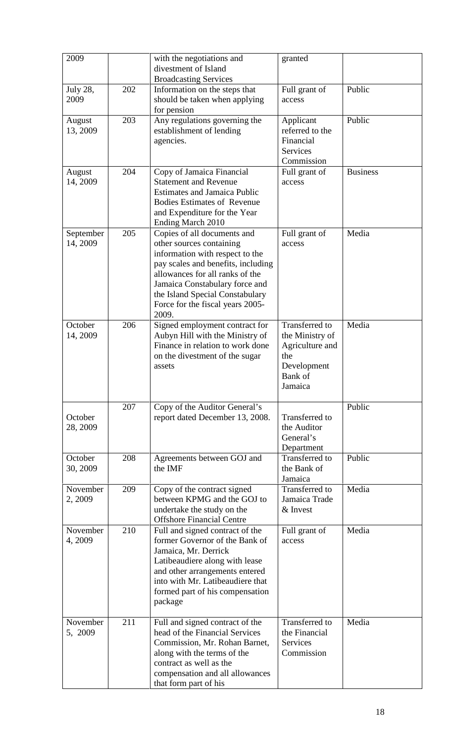| 2009 | | with the negotiations and divestment of Island Broadcasting Services | granted | |
|---|---|---|---|---|
| July 28, 2009 | 202 | Information on the steps that should be taken when applying for pension | Full grant of access | Public |
| August 13, 2009 | 203 | Any regulations governing the establishment of lending agencies. | Applicant referred to the Financial Services Commission | Public |
| August 14, 2009 | 204 | Copy of Jamaica Financial Statement and Revenue Estimates and Jamaica Public Bodies Estimates of Revenue and Expenditure for the Year Ending March 2010 | Full grant of access | Business |
| September 14, 2009 | 205 | Copies of all documents and other sources containing information with respect to the pay scales and benefits, including allowances for all ranks of the Jamaica Constabulary force and the Island Special Constabulary Force for the fiscal years 2005-2009. | Full grant of access | Media |
| October 14, 2009 | 206 | Signed employment contract for Aubyn Hill with the Ministry of Finance in relation to work done on the divestment of the sugar assets | Transferred to the Ministry of Agriculture and the Development Bank of Jamaica | Media |
| October 28, 2009 | 207 | Copy of the Auditor General's report dated December 13, 2008. | Transferred to the Auditor General's Department | Public |
| October 30, 2009 | 208 | Agreements between GOJ and the IMF | Transferred to the Bank of Jamaica | Public |
| November 2, 2009 | 209 | Copy of the contract signed between KPMG and the GOJ to undertake the study on the Offshore Financial Centre | Transferred to Jamaica Trade & Invest | Media |
| November 4, 2009 | 210 | Full and signed contract of the former Governor of the Bank of Jamaica, Mr. Derrick Latibeaudiere along with lease and other arrangements entered into with Mr. Latibeaudiere that formed part of his compensation package | Full grant of access | Media |
| November 5, 2009 | 211 | Full and signed contract of the head of the Financial Services Commission, Mr. Rohan Barnet, along with the terms of the contract as well as the compensation and all allowances that form part of his | Transferred to the Financial Services Commission | Media |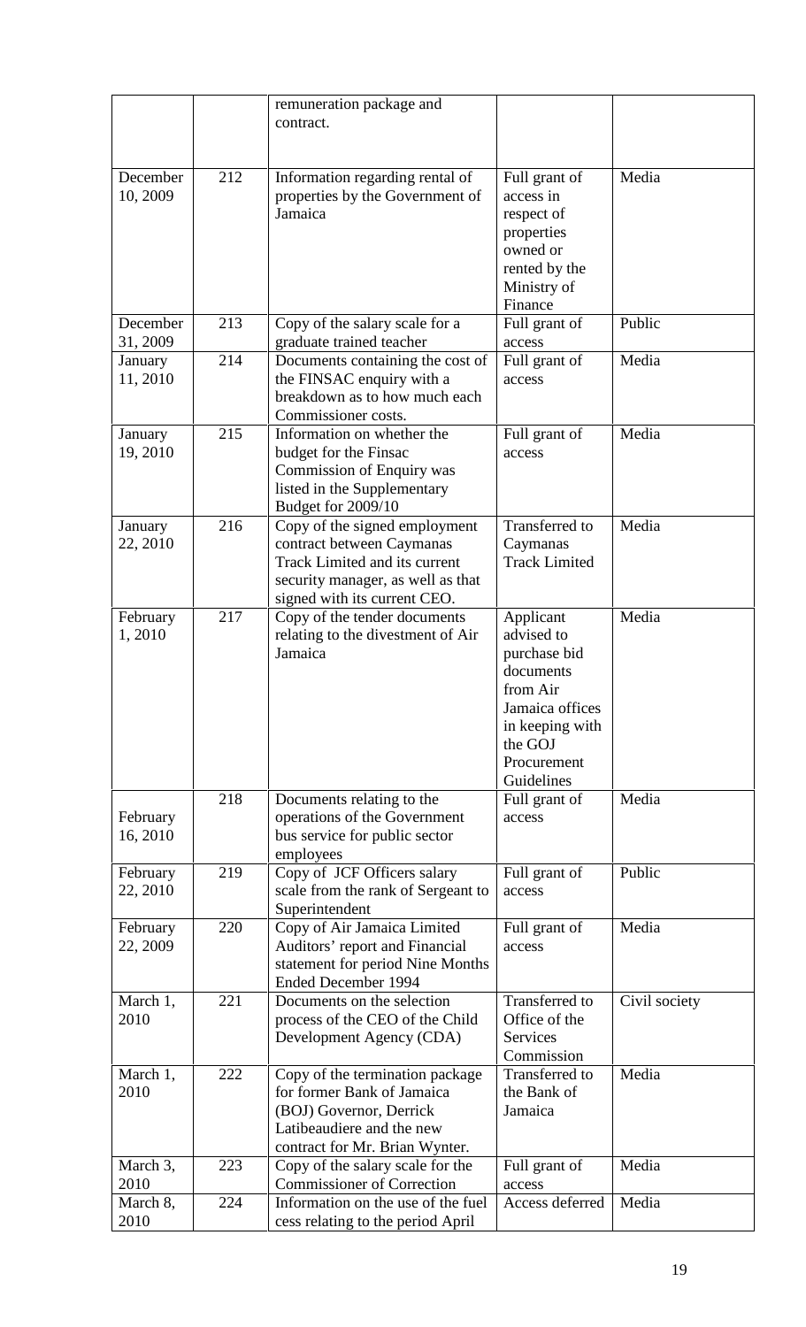|  |  | remuneration package and contract. |  |  |
|---|---|---|---|---|
| December 10, 2009 | 212 | Information regarding rental of properties by the Government of Jamaica | Full grant of access in respect of properties owned or rented by the Ministry of Finance | Media |
| December 31, 2009 | 213 | Copy of the salary scale for a graduate trained teacher | Full grant of access | Public |
| January 11, 2010 | 214 | Documents containing the cost of the FINSAC enquiry with a breakdown as to how much each Commissioner costs. | Full grant of access | Media |
| January 19, 2010 | 215 | Information on whether the budget for the Finsac Commission of Enquiry was listed in the Supplementary Budget for 2009/10 | Full grant of access | Media |
| January 22, 2010 | 216 | Copy of the signed employment contract between Caymanas Track Limited and its current security manager, as well as that signed with its current CEO. | Transferred to Caymanas Track Limited | Media |
| February 1, 2010 | 217 | Copy of the tender documents relating to the divestment of Air Jamaica | Applicant advised to purchase bid documents from Air Jamaica offices in keeping with the GOJ Procurement Guidelines | Media |
| February 16, 2010 | 218 | Documents relating to the operations of the Government bus service for public sector employees | Full grant of access | Media |
| February 22, 2010 | 219 | Copy of JCF Officers salary scale from the rank of Sergeant to Superintendent | Full grant of access | Public |
| February 22, 2009 | 220 | Copy of Air Jamaica Limited Auditors' report and Financial statement for period Nine Months Ended December 1994 | Full grant of access | Media |
| March 1, 2010 | 221 | Documents on the selection process of the CEO of the Child Development Agency (CDA) | Transferred to Office of the Services Commission | Civil society |
| March 1, 2010 | 222 | Copy of the termination package for former Bank of Jamaica (BOJ) Governor, Derrick Latibeaudiere and the new contract for Mr. Brian Wynter. | Transferred to the Bank of Jamaica | Media |
| March 3, 2010 | 223 | Copy of the salary scale for the Commissioner of Correction | Full grant of access | Media |
| March 8, 2010 | 224 | Information on the use of the fuel cess relating to the period April | Access deferred | Media |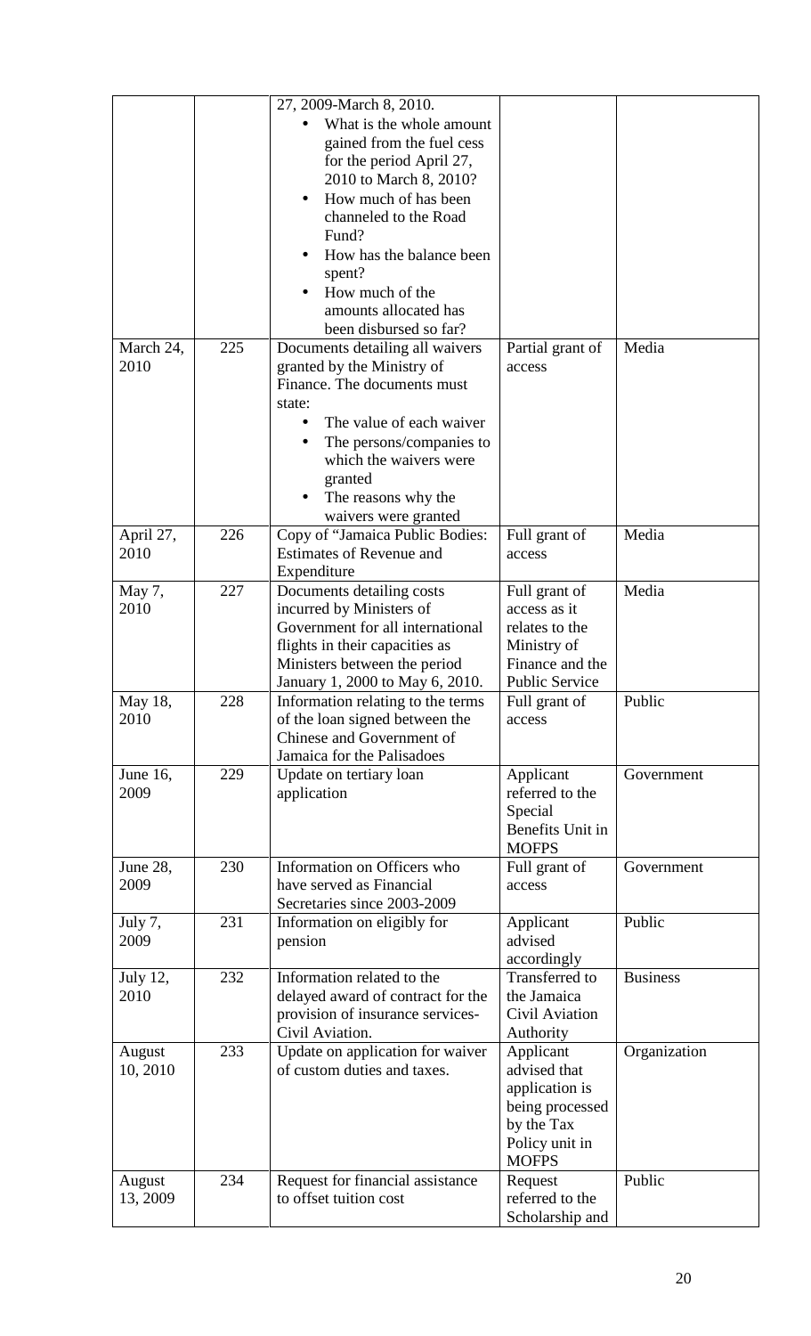| | | 27, 2009-March 8, 2010.<br>• What is the whole amount gained from the fuel cess for the period April 27, 2010 to March 8, 2010?<br>• How much of has been channeled to the Road Fund?<br>• How has the balance been spent?<br>• How much of the amounts allocated has been disbursed so far? | | |
|---|---|---|---|---|
| March 24, 2010 | 225 | Documents detailing all waivers granted by the Ministry of Finance. The documents must state:<br>• The value of each waiver<br>• The persons/companies to which the waivers were granted<br>• The reasons why the waivers were granted | Partial grant of access | Media |
| April 27, 2010 | 226 | Copy of "Jamaica Public Bodies: Estimates of Revenue and Expenditure | Full grant of access | Media |
| May 7, 2010 | 227 | Documents detailing costs incurred by Ministers of Government for all international flights in their capacities as Ministers between the period January 1, 2000 to May 6, 2010. | Full grant of access as it relates to the Ministry of Finance and the Public Service | Media |
| May 18, 2010 | 228 | Information relating to the terms of the loan signed between the Chinese and Government of Jamaica for the Palisadoes | Full grant of access | Public |
| June 16, 2009 | 229 | Update on tertiary loan application | Applicant referred to the Special Benefits Unit in MOFPS | Government |
| June 28, 2009 | 230 | Information on Officers who have served as Financial Secretaries since 2003-2009 | Full grant of access | Government |
| July 7, 2009 | 231 | Information on eligibly for pension | Applicant advised accordingly | Public |
| July 12, 2010 | 232 | Information related to the delayed award of contract for the provision of insurance services- Civil Aviation. | Transferred to the Jamaica Civil Aviation Authority | Business |
| August 10, 2010 | 233 | Update on application for waiver of custom duties and taxes. | Applicant advised that application is being processed by the Tax Policy unit in MOFPS | Organization |
| August 13, 2009 | 234 | Request for financial assistance to offset tuition cost | Request referred to the Scholarship and | Public |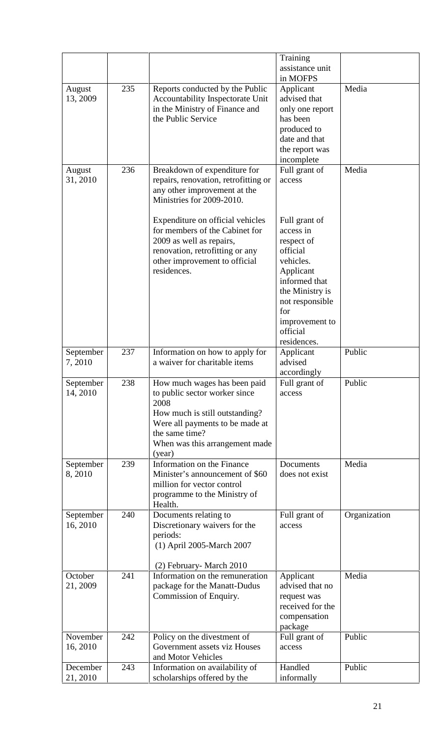| | | | Training assistance unit in MOFPS | |
|---|---|---|---|---|
| August 13, 2009 | 235 | Reports conducted by the Public Accountability Inspectorate Unit in the Ministry of Finance and the Public Service | Applicant advised that only one report has been produced to date and that the report was incomplete | Media |
| August 31, 2010 | 236 | Breakdown of expenditure for repairs, renovation, retrofitting or any other improvement at the Ministries for 2009-2010.<br><br>Expenditure on official vehicles for members of the Cabinet for 2009 as well as repairs, renovation, retrofitting or any other improvement to official residences. | Full grant of access<br><br>Full grant of access in respect of official vehicles. Applicant informed that the Ministry is not responsible for improvement to official residences. | Media |
| September 7, 2010 | 237 | Information on how to apply for a waiver for charitable items | Applicant advised accordingly | Public |
| September 14, 2010 | 238 | How much wages has been paid to public sector worker since 2008<br>How much is still outstanding?<br>Were all payments to be made at the same time?<br>When was this arrangement made (year) | Full grant of access | Public |
| September 8, 2010 | 239 | Information on the Finance Minister's announcement of $60 million for vector control programme to the Ministry of Health. | Documents does not exist | Media |
| September 16, 2010 | 240 | Documents relating to Discretionary waivers for the periods:<br>(1) April 2005-March 2007<br><br>(2) February- March 2010 | Full grant of access | Organization |
| October 21, 2009 | 241 | Information on the remuneration package for the Manatt-Dudus Commission of Enquiry. | Applicant advised that no request was received for the compensation package | Media |
| November 16, 2010 | 242 | Policy on the divestment of Government assets viz Houses and Motor Vehicles | Full grant of access | Public |
| December 21, 2010 | 243 | Information on availability of scholarships offered by the | Handled informally | Public |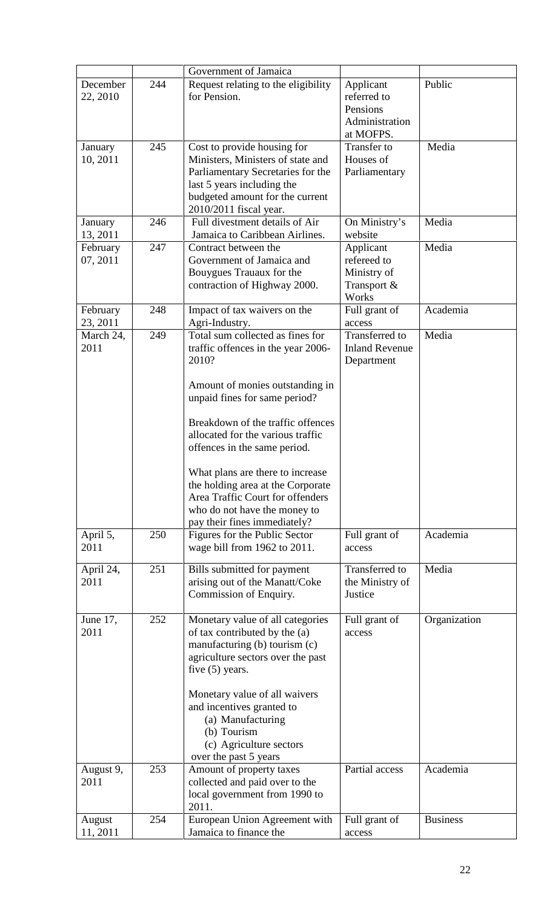| | | Government of Jamaica | | |
|---|---|---|---|---|
| December 22, 2010 | 244 | Request relating to the eligibility for Pension. | Applicant referred to Pensions Administration at MOFPS. | Public |
| January 10, 2011 | 245 | Cost to provide housing for Ministers, Ministers of state and Parliamentary Secretaries for the last 5 years including the budgeted amount for the current 2010/2011 fiscal year. | Transfer to Houses of Parliamentary | Media |
| January 13, 2011 | 246 | Full divestment details of Air Jamaica to Caribbean Airlines. | On Ministry's website | Media |
| February 07, 2011 | 247 | Contract between the Government of Jamaica and Bouygues Trauaux for the contraction of Highway 2000. | Applicant refereed to Ministry of Transport & Works | Media |
| February 23, 2011 | 248 | Impact of tax waivers on the Agri-Industry. | Full grant of access | Academia |
| March 24, 2011 | 249 | Total sum collected as fines for traffic offences in the year 2006-2010?<br><br>Amount of monies outstanding in unpaid fines for same period?<br><br>Breakdown of the traffic offences allocated for the various traffic offences in the same period.<br><br>What plans are there to increase the holding area at the Corporate Area Traffic Court for offenders who do not have the money to pay their fines immediately? | Transferred to Inland Revenue Department | Media |
| April 5, 2011 | 250 | Figures for the Public Sector wage bill from 1962 to 2011. | Full grant of access | Academia |
| April 24, 2011 | 251 | Bills submitted for payment arising out of the Manatt/Coke Commission of Enquiry. | Transferred to the Ministry of Justice | Media |
| June 17, 2011 | 252 | Monetary value of all categories of tax contributed by the (a) manufacturing (b) tourism (c) agriculture sectors over the past five (5) years.<br><br>Monetary value of all waivers and incentives granted to<br>(a) Manufacturing<br>(b) Tourism<br>(c) Agriculture sectors<br>over the past 5 years | Full grant of access | Organization |
| August 9, 2011 | 253 | Amount of property taxes collected and paid over to the local government from 1990 to 2011. | Partial access | Academia |
| August 11, 2011 | 254 | European Union Agreement with Jamaica to finance the | Full grant of access | Business |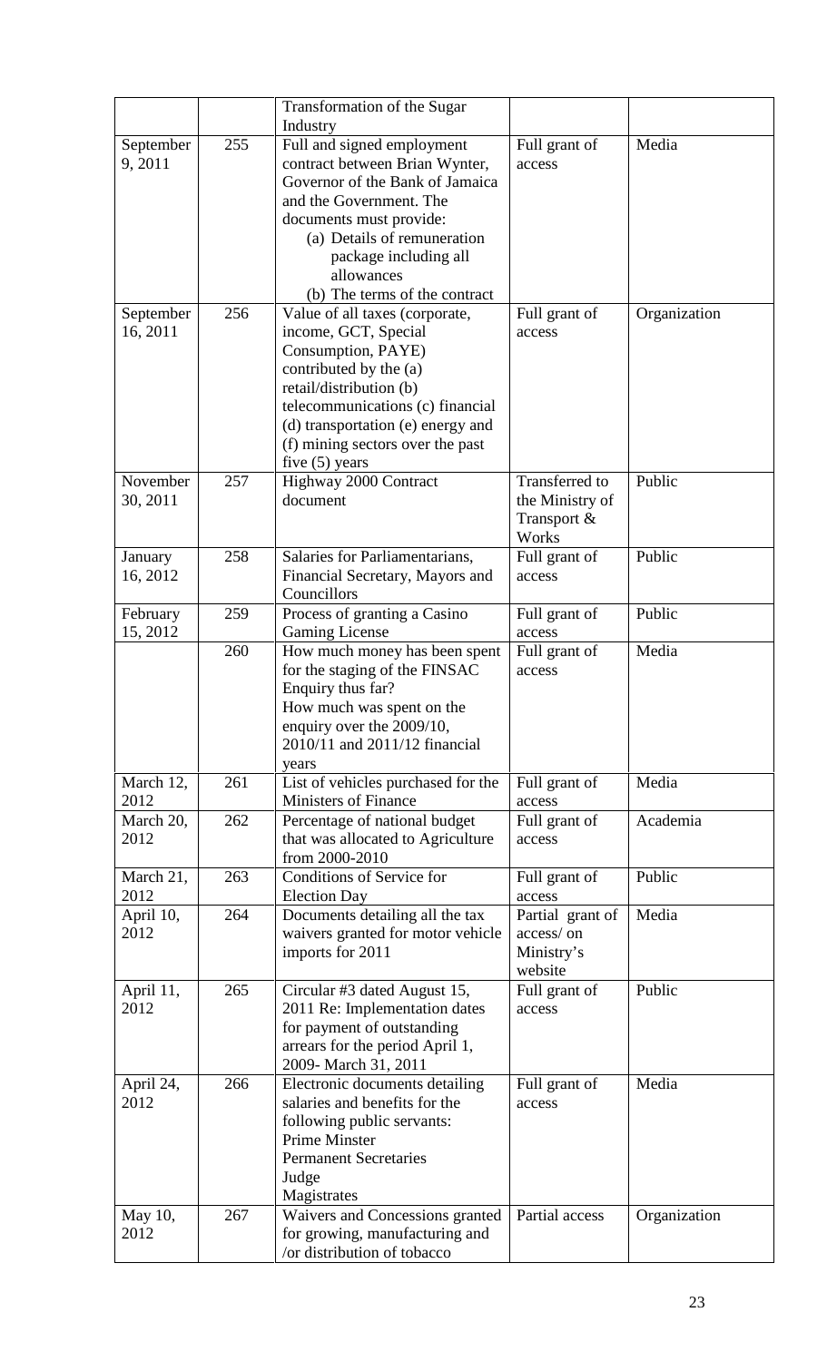| | | Transformation of the Sugar Industry | | |
|---|---|---|---|---|
| September 9, 2011 | 255 | Full and signed employment contract between Brian Wynter, Governor of the Bank of Jamaica and the Government. The documents must provide:<br>(a) Details of remuneration package including all allowances<br>(b) The terms of the contract | Full grant of access | Media |
| September 16, 2011 | 256 | Value of all taxes (corporate, income, GCT, Special Consumption, PAYE) contributed by the (a) retail/distribution (b) telecommunications (c) financial (d) transportation (e) energy and (f) mining sectors over the past five (5) years | Full grant of access | Organization |
| November 30, 2011 | 257 | Highway 2000 Contract document | Transferred to the Ministry of Transport & Works | Public |
| January 16, 2012 | 258 | Salaries for Parliamentarians, Financial Secretary, Mayors and Councillors | Full grant of access | Public |
| February 15, 2012 | 259 | Process of granting a Casino Gaming License | Full grant of access | Public |
| | 260 | How much money has been spent for the staging of the FINSAC Enquiry thus far?<br>How much was spent on the enquiry over the 2009/10, 2010/11 and 2011/12 financial years | Full grant of access | Media |
| March 12, 2012 | 261 | List of vehicles purchased for the Ministers of Finance | Full grant of access | Media |
| March 20, 2012 | 262 | Percentage of national budget that was allocated to Agriculture from 2000-2010 | Full grant of access | Academia |
| March 21, 2012 | 263 | Conditions of Service for Election Day | Full grant of access | Public |
| April 10, 2012 | 264 | Documents detailing all the tax waivers granted for motor vehicle imports for 2011 | Partial grant of access/ on Ministry's website | Media |
| April 11, 2012 | 265 | Circular #3 dated August 15, 2011 Re: Implementation dates for payment of outstanding arrears for the period April 1, 2009- March 31, 2011 | Full grant of access | Public |
| April 24, 2012 | 266 | Electronic documents detailing salaries and benefits for the following public servants:<br>Prime Minster<br>Permanent Secretaries<br>Judge<br>Magistrates | Full grant of access | Media |
| May 10, 2012 | 267 | Waivers and Concessions granted for growing, manufacturing and /or distribution of tobacco | Partial access | Organization |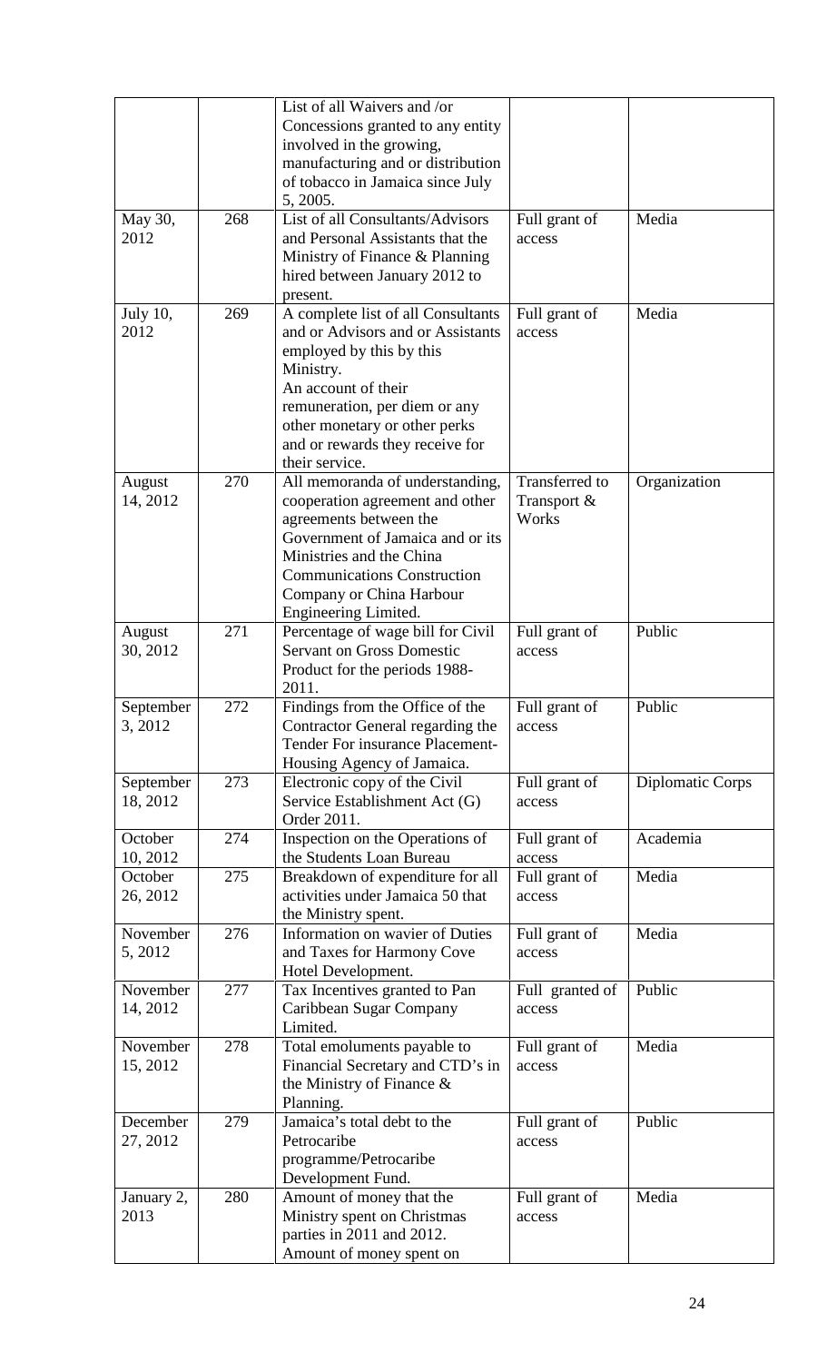|  |  | List of all Waivers and /or Concessions granted to any entity involved in the growing, manufacturing and or distribution of tobacco in Jamaica since July 5, 2005. |  |  |
|---|---|---|---|---|
| May 30, 2012 | 268 | List of all Consultants/Advisors and Personal Assistants that the Ministry of Finance & Planning hired between January 2012 to present. | Full grant of access | Media |
| July 10, 2012 | 269 | A complete list of all Consultants and or Advisors and or Assistants employed by this by this Ministry. An account of their remuneration, per diem or any other monetary or other perks and or rewards they receive for their service. | Full grant of access | Media |
| August 14, 2012 | 270 | All memoranda of understanding, cooperation agreement and other agreements between the Government of Jamaica and or its Ministries and the China Communications Construction Company or China Harbour Engineering Limited. | Transferred to Transport & Works | Organization |
| August 30, 2012 | 271 | Percentage of wage bill for Civil Servant on Gross Domestic Product for the periods 1988-2011. | Full grant of access | Public |
| September 3, 2012 | 272 | Findings from the Office of the Contractor General regarding the Tender For insurance Placement-Housing Agency of Jamaica. | Full grant of access | Public |
| September 18, 2012 | 273 | Electronic copy of the Civil Service Establishment Act (G) Order 2011. | Full grant of access | Diplomatic Corps |
| October 10, 2012 | 274 | Inspection on the Operations of the Students Loan Bureau | Full grant of access | Academia |
| October 26, 2012 | 275 | Breakdown of expenditure for all activities under Jamaica 50 that the Ministry spent. | Full grant of access | Media |
| November 5, 2012 | 276 | Information on wavier of Duties and Taxes for Harmony Cove Hotel Development. | Full grant of access | Media |
| November 14, 2012 | 277 | Tax Incentives granted to Pan Caribbean Sugar Company Limited. | Full granted of access | Public |
| November 15, 2012 | 278 | Total emoluments payable to Financial Secretary and CTD's in the Ministry of Finance & Planning. | Full grant of access | Media |
| December 27, 2012 | 279 | Jamaica's total debt to the Petrocaribe programme/Petrocaribe Development Fund. | Full grant of access | Public |
| January 2, 2013 | 280 | Amount of money that the Ministry spent on Christmas parties in 2011 and 2012. Amount of money spent on | Full grant of access | Media |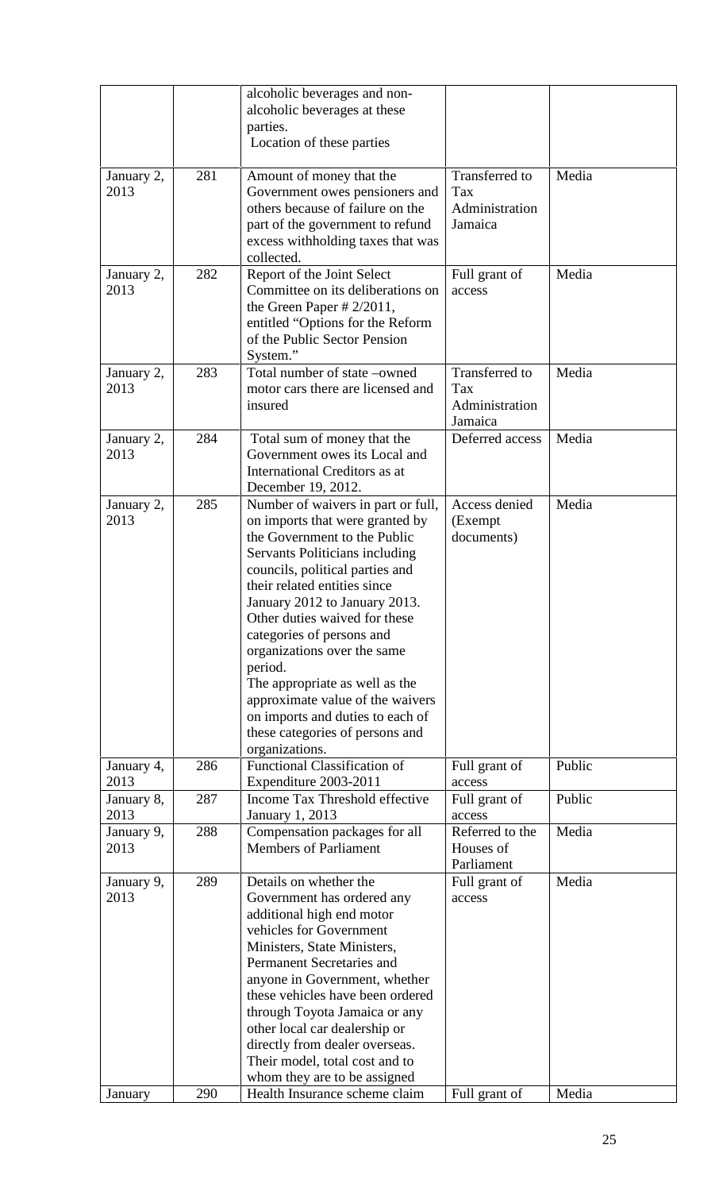| | | alcoholic beverages and non-alcoholic beverages at these parties.<br>Location of these parties | | |
|---|---|---|---|---|
| January 2, 2013 | 281 | Amount of money that the Government owes pensioners and others because of failure on the part of the government to refund excess withholding taxes that was collected. | Transferred to Tax Administration Jamaica | Media |
| January 2, 2013 | 282 | Report of the Joint Select Committee on its deliberations on the Green Paper # 2/2011, entitled "Options for the Reform of the Public Sector Pension System." | Full grant of access | Media |
| January 2, 2013 | 283 | Total number of state –owned motor cars there are licensed and insured | Transferred to Tax Administration Jamaica | Media |
| January 2, 2013 | 284 | Total sum of money that the Government owes its Local and International Creditors as at December 19, 2012. | Deferred access | Media |
| January 2, 2013 | 285 | Number of waivers in part or full, on imports that were granted by the Government to the Public Servants Politicians including councils, political parties and their related entities since January 2012 to January 2013.<br>Other duties waived for these categories of persons and organizations over the same period.<br>The appropriate as well as the approximate value of the waivers on imports and duties to each of these categories of persons and organizations. | Access denied (Exempt documents) | Media |
| January 4, 2013 | 286 | Functional Classification of Expenditure 2003-2011 | Full grant of access | Public |
| January 8, 2013 | 287 | Income Tax Threshold effective January 1, 2013 | Full grant of access | Public |
| January 9, 2013 | 288 | Compensation packages for all Members of Parliament | Referred to the Houses of Parliament | Media |
| January 9, 2013 | 289 | Details on whether the Government has ordered any additional high end motor vehicles for Government Ministers, State Ministers, Permanent Secretaries and anyone in Government, whether these vehicles have been ordered through Toyota Jamaica or any other local car dealership or directly from dealer overseas. Their model, total cost and to whom they are to be assigned | Full grant of access | Media |
| January | 290 | Health Insurance scheme claim | Full grant of | Media |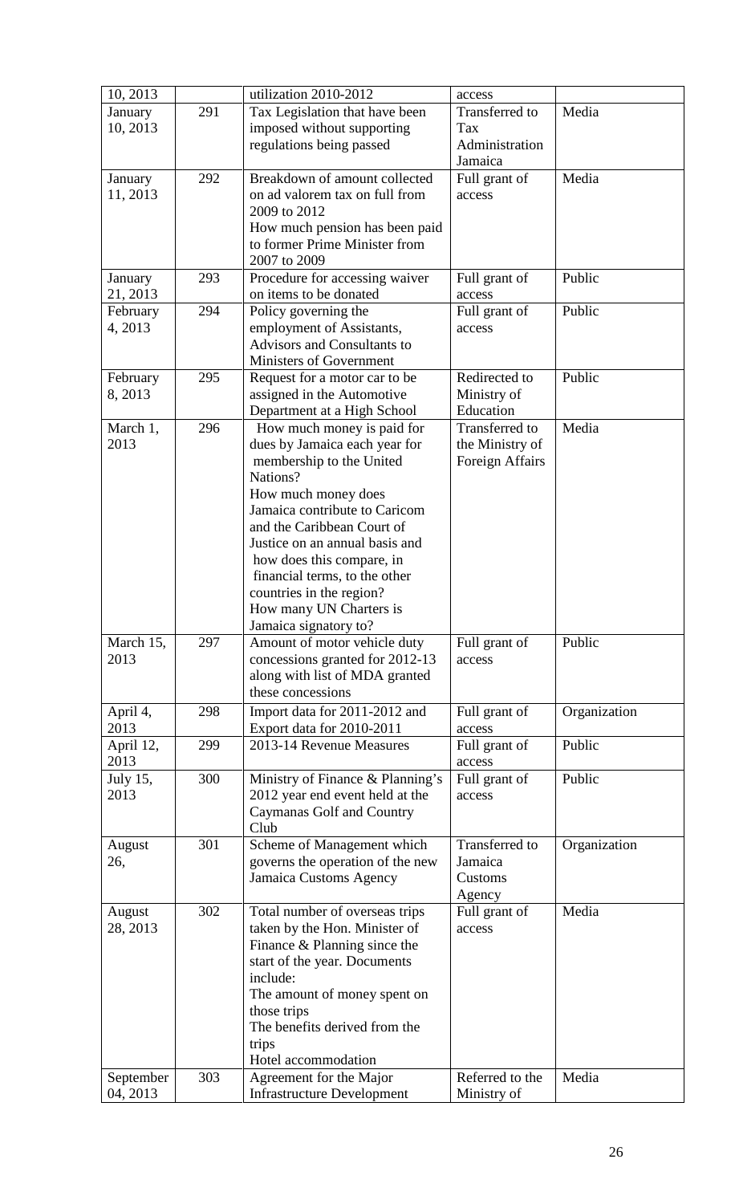| 10, 2013 | | utilization 2010-2012 | access | |
|---|---|---|---|---|
| January 10, 2013 | 291 | Tax Legislation that have been imposed without supporting regulations being passed | Transferred to Tax Administration Jamaica | Media |
| January 11, 2013 | 292 | Breakdown of amount collected on ad valorem tax on full from 2009 to 2012<br>How much pension has been paid to former Prime Minister from 2007 to 2009 | Full grant of access | Media |
| January 21, 2013 | 293 | Procedure for accessing waiver on items to be donated | Full grant of access | Public |
| February 4, 2013 | 294 | Policy governing the employment of Assistants, Advisors and Consultants to Ministers of Government | Full grant of access | Public |
| February 8, 2013 | 295 | Request for a motor car to be assigned in the Automotive Department at a High School | Redirected to Ministry of Education | Public |
| March 1, 2013 | 296 | How much money is paid for dues by Jamaica each year for membership to the United Nations?<br>How much money does Jamaica contribute to Caricom and the Caribbean Court of Justice on an annual basis and how does this compare, in financial terms, to the other countries in the region?<br>How many UN Charters is Jamaica signatory to? | Transferred to the Ministry of Foreign Affairs | Media |
| March 15, 2013 | 297 | Amount of motor vehicle duty concessions granted for 2012-13 along with list of MDA granted these concessions | Full grant of access | Public |
| April 4, 2013 | 298 | Import data for 2011-2012 and Export data for 2010-2011 | Full grant of access | Organization |
| April 12, 2013 | 299 | 2013-14 Revenue Measures | Full grant of access | Public |
| July 15, 2013 | 300 | Ministry of Finance & Planning's 2012 year end event held at the Caymanas Golf and Country Club | Full grant of access | Public |
| August 26, | 301 | Scheme of Management which governs the operation of the new Jamaica Customs Agency | Transferred to Jamaica Customs Agency | Organization |
| August 28, 2013 | 302 | Total number of overseas trips taken by the Hon. Minister of Finance & Planning since the start of the year. Documents include:<br>The amount of money spent on those trips<br>The benefits derived from the trips<br>Hotel accommodation | Full grant of access | Media |
| September 04, 2013 | 303 | Agreement for the Major Infrastructure Development | Referred to the Ministry of | Media |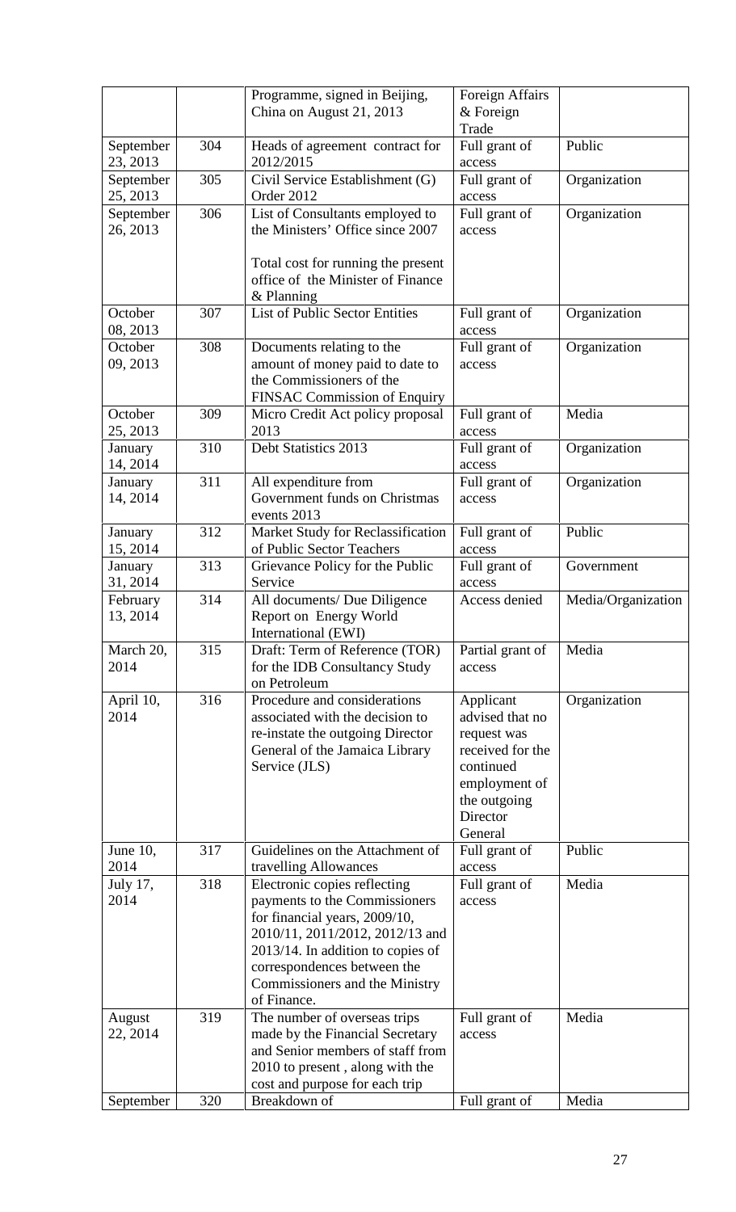| | | Programme, signed in Beijing, China on August 21, 2013 | Foreign Affairs & Foreign Trade | |
|---|---|---|---|---|
| September 23, 2013 | 304 | Heads of agreement contract for 2012/2015 | Full grant of access | Public |
| September 25, 2013 | 305 | Civil Service Establishment (G) Order 2012 | Full grant of access | Organization |
| September 26, 2013 | 306 | List of Consultants employed to the Ministers' Office since 2007<br><br>Total cost for running the present office of the Minister of Finance & Planning | Full grant of access | Organization |
| October 08, 2013 | 307 | List of Public Sector Entities | Full grant of access | Organization |
| October 09, 2013 | 308 | Documents relating to the amount of money paid to date to the Commissioners of the FINSAC Commission of Enquiry | Full grant of access | Organization |
| October 25, 2013 | 309 | Micro Credit Act policy proposal 2013 | Full grant of access | Media |
| January 14, 2014 | 310 | Debt Statistics 2013 | Full grant of access | Organization |
| January 14, 2014 | 311 | All expenditure from Government funds on Christmas events 2013 | Full grant of access | Organization |
| January 15, 2014 | 312 | Market Study for Reclassification of Public Sector Teachers | Full grant of access | Public |
| January 31, 2014 | 313 | Grievance Policy for the Public Service | Full grant of access | Government |
| February 13, 2014 | 314 | All documents/ Due Diligence Report on Energy World International (EWI) | Access denied | Media/Organization |
| March 20, 2014 | 315 | Draft: Term of Reference (TOR) for the IDB Consultancy Study on Petroleum | Partial grant of access | Media |
| April 10, 2014 | 316 | Procedure and considerations associated with the decision to re-instate the outgoing Director General of the Jamaica Library Service (JLS) | Applicant advised that no request was received for the continued employment of the outgoing Director General | Organization |
| June 10, 2014 | 317 | Guidelines on the Attachment of travelling Allowances | Full grant of access | Public |
| July 17, 2014 | 318 | Electronic copies reflecting payments to the Commissioners for financial years, 2009/10, 2010/11, 2011/2012, 2012/13 and 2013/14. In addition to copies of correspondences between the Commissioners and the Ministry of Finance. | Full grant of access | Media |
| August 22, 2014 | 319 | The number of overseas trips made by the Financial Secretary and Senior members of staff from 2010 to present , along with the cost and purpose for each trip | Full grant of access | Media |
| September | 320 | Breakdown of | Full grant of | Media |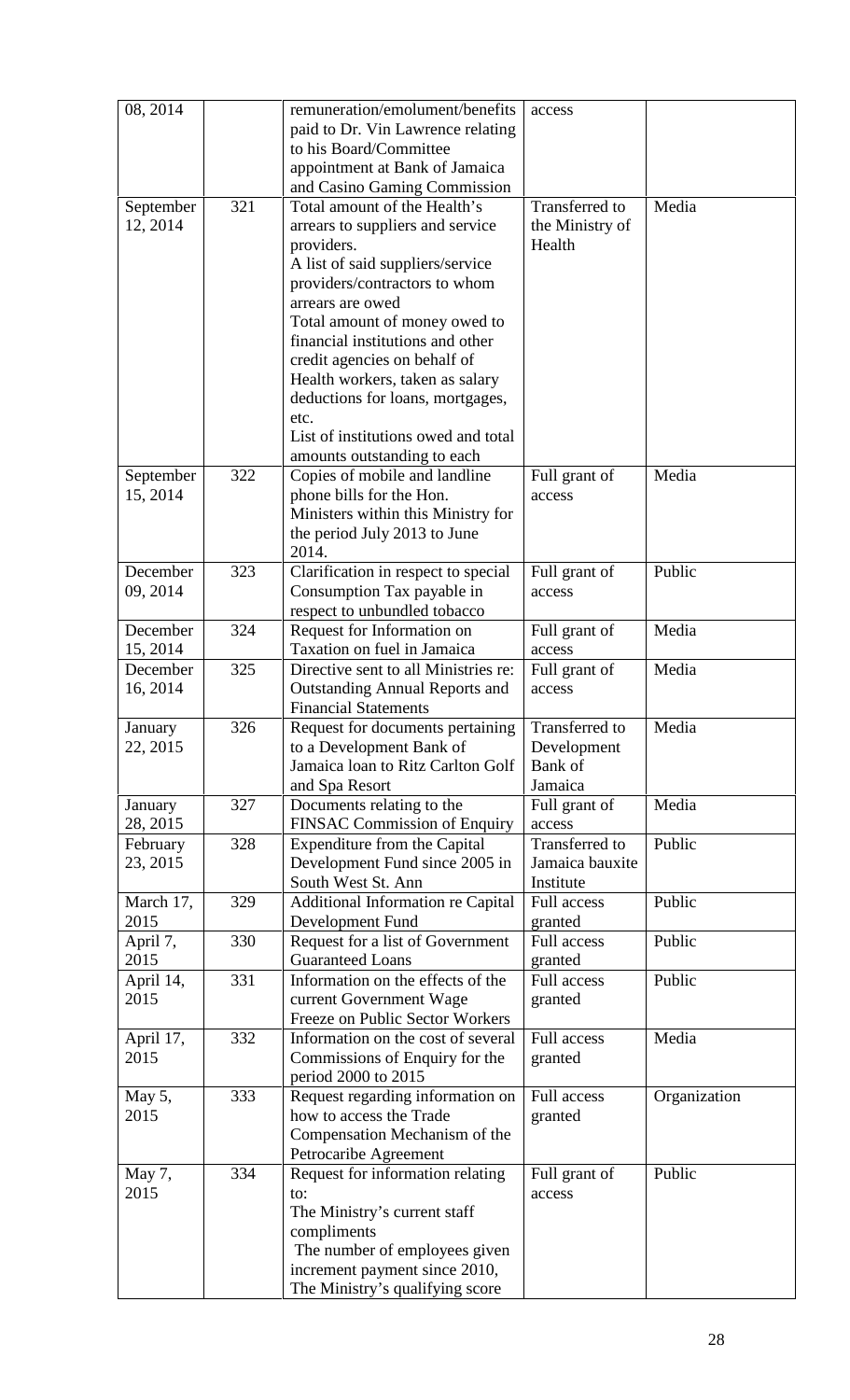| 08, 2014 | | remuneration/emolument/benefits paid to Dr. Vin Lawrence relating to his Board/Committee appointment at Bank of Jamaica and Casino Gaming Commission | access | |
|---|---|---|---|---|
| September 12, 2014 | 321 | Total amount of the Health's arrears to suppliers and service providers. A list of said suppliers/service providers/contractors to whom arrears are owed Total amount of money owed to financial institutions and other credit agencies on behalf of Health workers, taken as salary deductions for loans, mortgages, etc. List of institutions owed and total amounts outstanding to each | Transferred to the Ministry of Health | Media |
| September 15, 2014 | 322 | Copies of mobile and landline phone bills for the Hon. Ministers within this Ministry for the period July 2013 to June 2014. | Full grant of access | Media |
| December 09, 2014 | 323 | Clarification in respect to special Consumption Tax payable in respect to unbundled tobacco | Full grant of access | Public |
| December 15, 2014 | 324 | Request for Information on Taxation on fuel in Jamaica | Full grant of access | Media |
| December 16, 2014 | 325 | Directive sent to all Ministries re: Outstanding Annual Reports and Financial Statements | Full grant of access | Media |
| January 22, 2015 | 326 | Request for documents pertaining to a Development Bank of Jamaica loan to Ritz Carlton Golf and Spa Resort | Transferred to Development Bank of Jamaica | Media |
| January 28, 2015 | 327 | Documents relating to the FINSAC Commission of Enquiry | Full grant of access | Media |
| February 23, 2015 | 328 | Expenditure from the Capital Development Fund since 2005 in South West St. Ann | Transferred to Jamaica bauxite Institute | Public |
| March 17, 2015 | 329 | Additional Information re Capital Development Fund | Full access granted | Public |
| April 7, 2015 | 330 | Request for a list of Government Guaranteed Loans | Full access granted | Public |
| April 14, 2015 | 331 | Information on the effects of the current Government Wage Freeze on Public Sector Workers | Full access granted | Public |
| April 17, 2015 | 332 | Information on the cost of several Commissions of Enquiry for the period 2000 to 2015 | Full access granted | Media |
| May 5, 2015 | 333 | Request regarding information on how to access the Trade Compensation Mechanism of the Petrocaribe Agreement | Full access granted | Organization |
| May 7, 2015 | 334 | Request for information relating to: The Ministry's current staff compliments The number of employees given increment payment since 2010, The Ministry's qualifying score | Full grant of access | Public |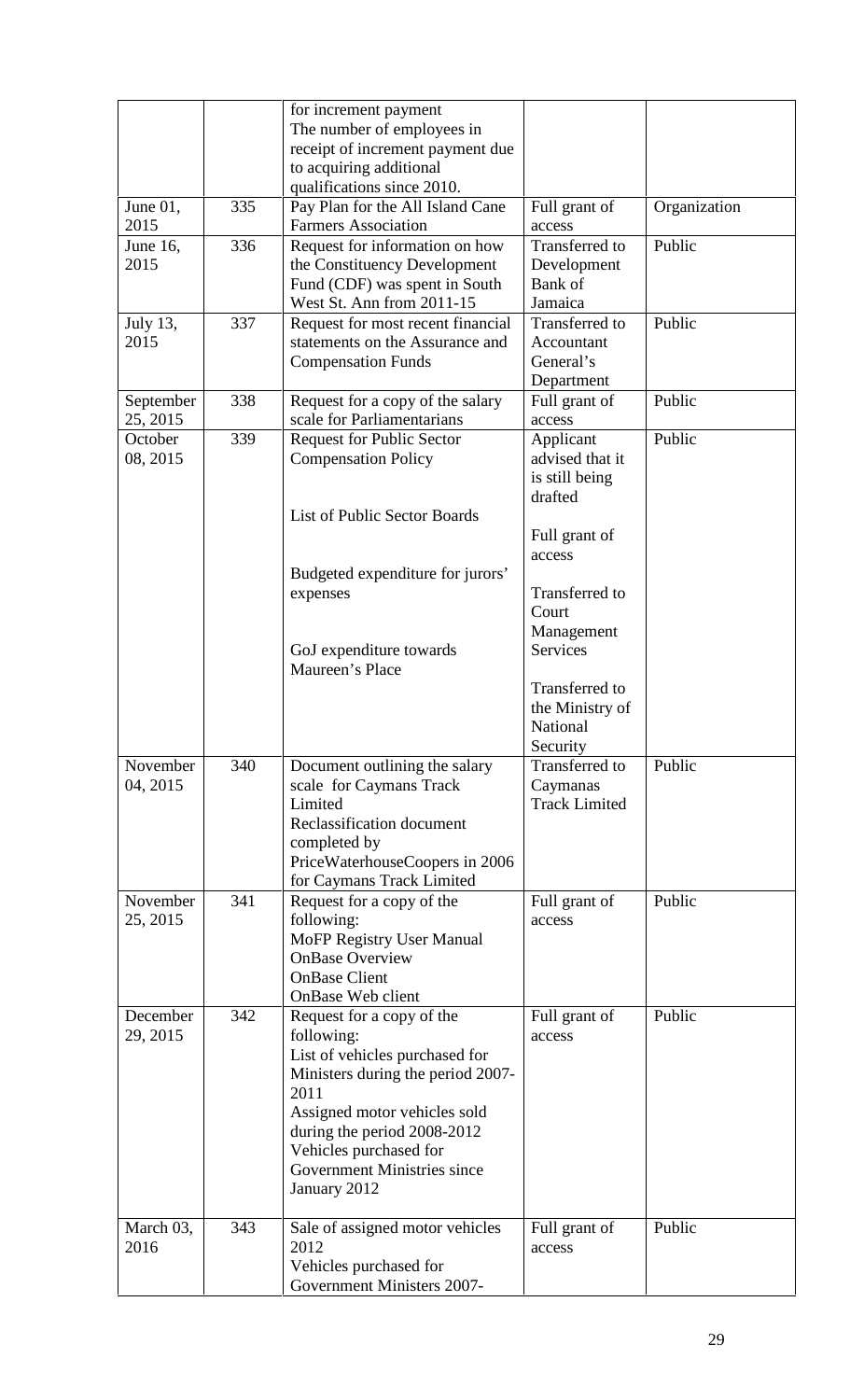| | | for increment payment<br>The number of employees in receipt of increment payment due to acquiring additional qualifications since 2010. | | |
|---|---|---|---|---|
| June 01, 2015 | 335 | Pay Plan for the All Island Cane Farmers Association | Full grant of access | Organization |
| June 16, 2015 | 336 | Request for information on how the Constituency Development Fund (CDF) was spent in South West St. Ann from 2011-15 | Transferred to Development Bank of Jamaica | Public |
| July 13, 2015 | 337 | Request for most recent financial statements on the Assurance and Compensation Funds | Transferred to Accountant General's Department | Public |
| September 25, 2015 | 338 | Request for a copy of the salary scale for Parliamentarians | Full grant of access | Public |
| October 08, 2015 | 339 | Request for Public Sector Compensation Policy<br><br>List of Public Sector Boards<br><br>Budgeted expenditure for jurors' expenses<br><br>GoJ expenditure towards Maureen's Place | Applicant advised that it is still being drafted<br><br>Full grant of access<br><br>Transferred to Court Management Services<br><br>Transferred to the Ministry of National Security | Public |
| November 04, 2015 | 340 | Document outlining the salary scale for Caymans Track Limited<br>Reclassification document completed by PriceWaterhouseCoopers in 2006 for Caymans Track Limited | Transferred to Caymanas Track Limited | Public |
| November 25, 2015 | 341 | Request for a copy of the following:<br>MoFP Registry User Manual<br>OnBase Overview<br>OnBase Client<br>OnBase Web client | Full grant of access | Public |
| December 29, 2015 | 342 | Request for a copy of the following:<br>List of vehicles purchased for Ministers during the period 2007-2011<br>Assigned motor vehicles sold during the period 2008-2012<br>Vehicles purchased for Government Ministries since January 2012 | Full grant of access | Public |
| March 03, 2016 | 343 | Sale of assigned motor vehicles 2012<br>Vehicles purchased for Government Ministers 2007- | Full grant of access | Public |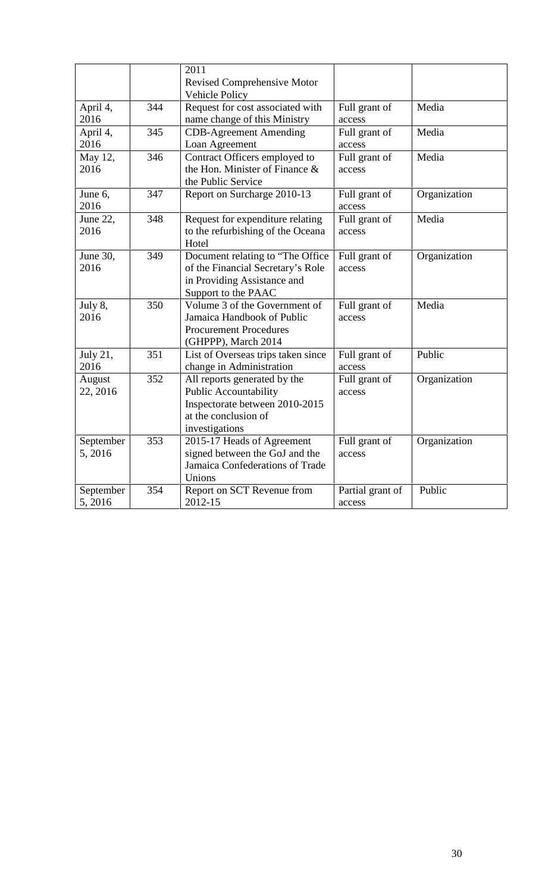| | | | | |
|---|---|---|---|---|
| | | 2011 Revised Comprehensive Motor Vehicle Policy | | |
| April 4, 2016 | 344 | Request for cost associated with name change of this Ministry | Full grant of access | Media |
| April 4, 2016 | 345 | CDB-Agreement Amending Loan Agreement | Full grant of access | Media |
| May 12, 2016 | 346 | Contract Officers employed to the Hon. Minister of Finance & the Public Service | Full grant of access | Media |
| June 6, 2016 | 347 | Report on Surcharge 2010-13 | Full grant of access | Organization |
| June 22, 2016 | 348 | Request for expenditure relating to the refurbishing of the Oceana Hotel | Full grant of access | Media |
| June 30, 2016 | 349 | Document relating to "The Office of the Financial Secretary's Role in Providing Assistance and Support to the PAAC | Full grant of access | Organization |
| July 8, 2016 | 350 | Volume 3 of the Government of Jamaica Handbook of Public Procurement Procedures (GHPPP), March 2014 | Full grant of access | Media |
| July 21, 2016 | 351 | List of Overseas trips taken since change in Administration | Full grant of access | Public |
| August 22, 2016 | 352 | All reports generated by the Public Accountability Inspectorate between 2010-2015 at the conclusion of investigations | Full grant of access | Organization |
| September 5, 2016 | 353 | 2015-17 Heads of Agreement signed between the GoJ and the Jamaica Confederations of Trade Unions | Full grant of access | Organization |
| September 5, 2016 | 354 | Report on SCT Revenue from 2012-15 | Partial grant of access | Public |